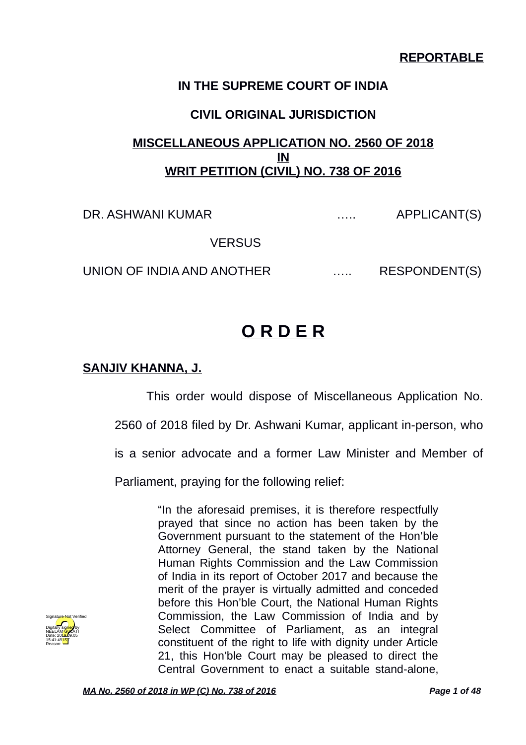**REPORTABLE**

**IN THE SUPREME COURT OF INDIA**

**CIVIL ORIGINAL JURISDICTION**

**MISCELLANEOUS APPLICATION NO. 2560 OF 2018**
**IN**
**WRIT PETITION (CIVIL) NO. 738 OF 2016**

DR. ASHWANI KUMAR ….. APPLICANT(S)

VERSUS

UNION OF INDIA AND ANOTHER ….. RESPONDENT(S)

# O R D E R

**SANJIV KHANNA, J.**

This order would dispose of Miscellaneous Application No. 2560 of 2018 filed by Dr. Ashwani Kumar, applicant in-person, who is a senior advocate and a former Law Minister and Member of Parliament, praying for the following relief:

> "In the aforesaid premises, it is therefore respectfully prayed that since no action has been taken by the Government pursuant to the statement of the Hon'ble Attorney General, the stand taken by the National Human Rights Commission and the Law Commission of India in its report of October 2017 and because the merit of the prayer is virtually admitted and conceded before this Hon'ble Court, the National Human Rights Commission, the Law Commission of India and by Select Committee of Parliament, as an integral constituent of the right to life with dignity under Article 21, this Hon'ble Court may be pleased to direct the Central Government to enact a suitable stand-alone,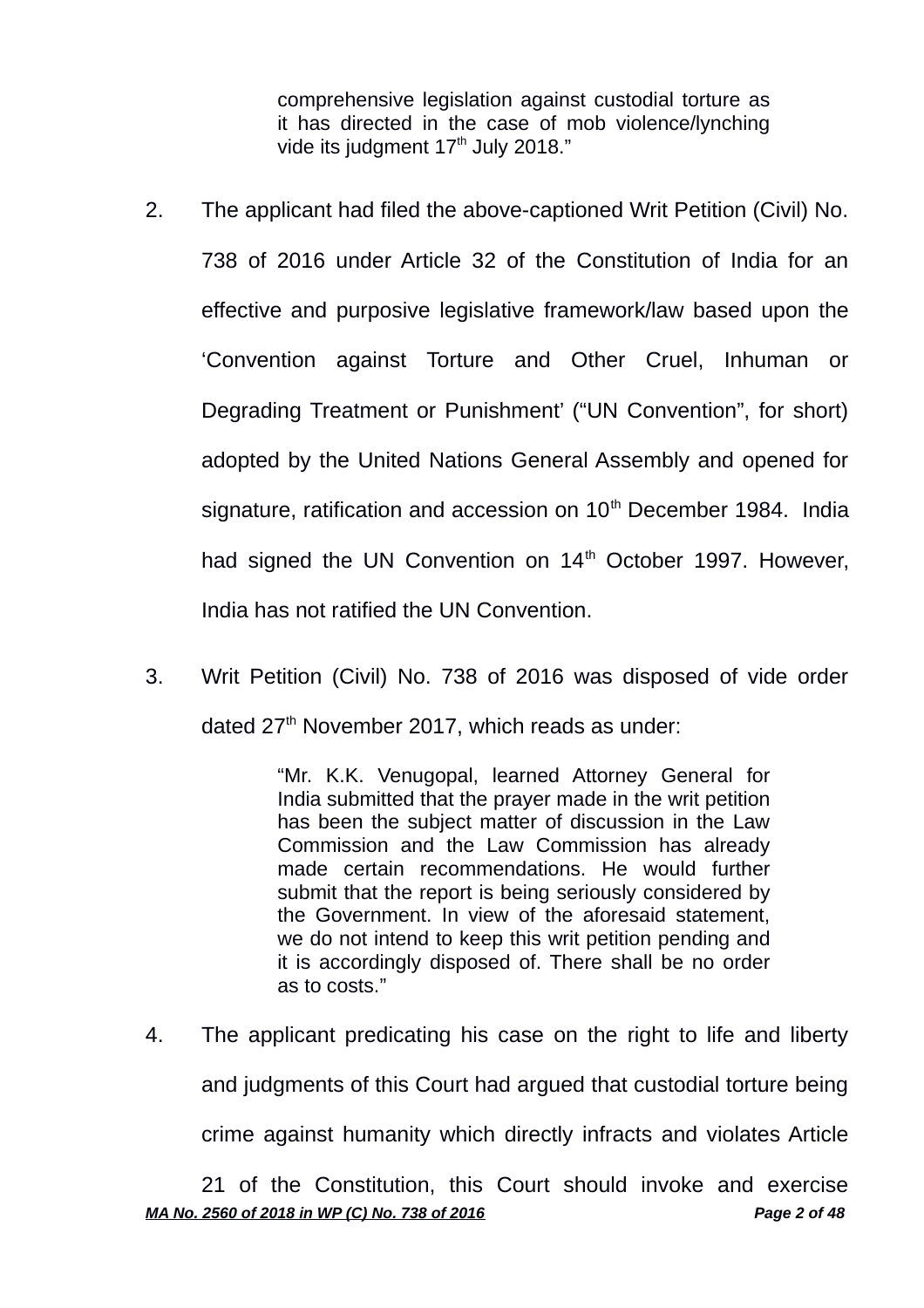> comprehensive legislation against custodial torture as it has directed in the case of mob violence/lynching vide its judgment 17th July 2018."

2. The applicant had filed the above-captioned Writ Petition (Civil) No. 738 of 2016 under Article 32 of the Constitution of India for an effective and purposive legislative framework/law based upon the 'Convention against Torture and Other Cruel, Inhuman or Degrading Treatment or Punishment' ("UN Convention", for short) adopted by the United Nations General Assembly and opened for signature, ratification and accession on 10th December 1984. India had signed the UN Convention on 14th October 1997. However, India has not ratified the UN Convention.

3. Writ Petition (Civil) No. 738 of 2016 was disposed of vide order dated 27th November 2017, which reads as under:

> "Mr. K.K. Venugopal, learned Attorney General for India submitted that the prayer made in the writ petition has been the subject matter of discussion in the Law Commission and the Law Commission has already made certain recommendations. He would further submit that the report is being seriously considered by the Government. In view of the aforesaid statement, we do not intend to keep this writ petition pending and it is accordingly disposed of. There shall be no order as to costs."

4. The applicant predicating his case on the right to life and liberty and judgments of this Court had argued that custodial torture being crime against humanity which directly infracts and violates Article 21 of the Constitution, this Court should invoke and exercise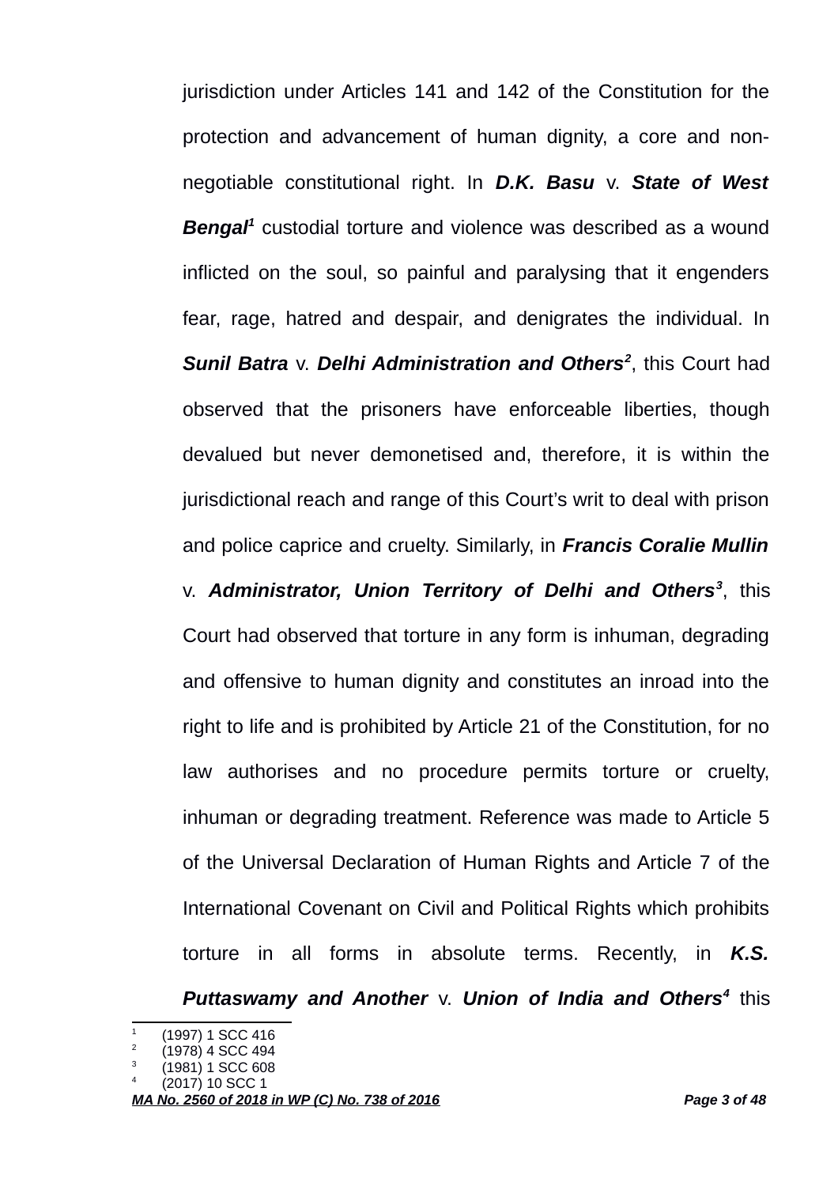jurisdiction under Articles 141 and 142 of the Constitution for the protection and advancement of human dignity, a core and non-negotiable constitutional right. In ***D.K. Basu*** v. ***State of West Bengal***[1] custodial torture and violence was described as a wound inflicted on the soul, so painful and paralysing that it engenders fear, rage, hatred and despair, and denigrates the individual. In ***Sunil Batra*** v. ***Delhi Administration and Others***[2], this Court had observed that the prisoners have enforceable liberties, though devalued but never demonetised and, therefore, it is within the jurisdictional reach and range of this Court's writ to deal with prison and police caprice and cruelty. Similarly, in ***Francis Coralie Mullin*** v. ***Administrator, Union Territory of Delhi and Others***[3], this Court had observed that torture in any form is inhuman, degrading and offensive to human dignity and constitutes an inroad into the right to life and is prohibited by Article 21 of the Constitution, for no law authorises and no procedure permits torture or cruelty, inhuman or degrading treatment. Reference was made to Article 5 of the Universal Declaration of Human Rights and Article 7 of the International Covenant on Civil and Political Rights which prohibits torture in all forms in absolute terms. Recently, in ***K.S. Puttaswamy and Another*** v. ***Union of India and Others***[4] this

---

[1] (1997) 1 SCC 416
[2] (1978) 4 SCC 494
[3] (1981) 1 SCC 608
[4] (2017) 10 SCC 1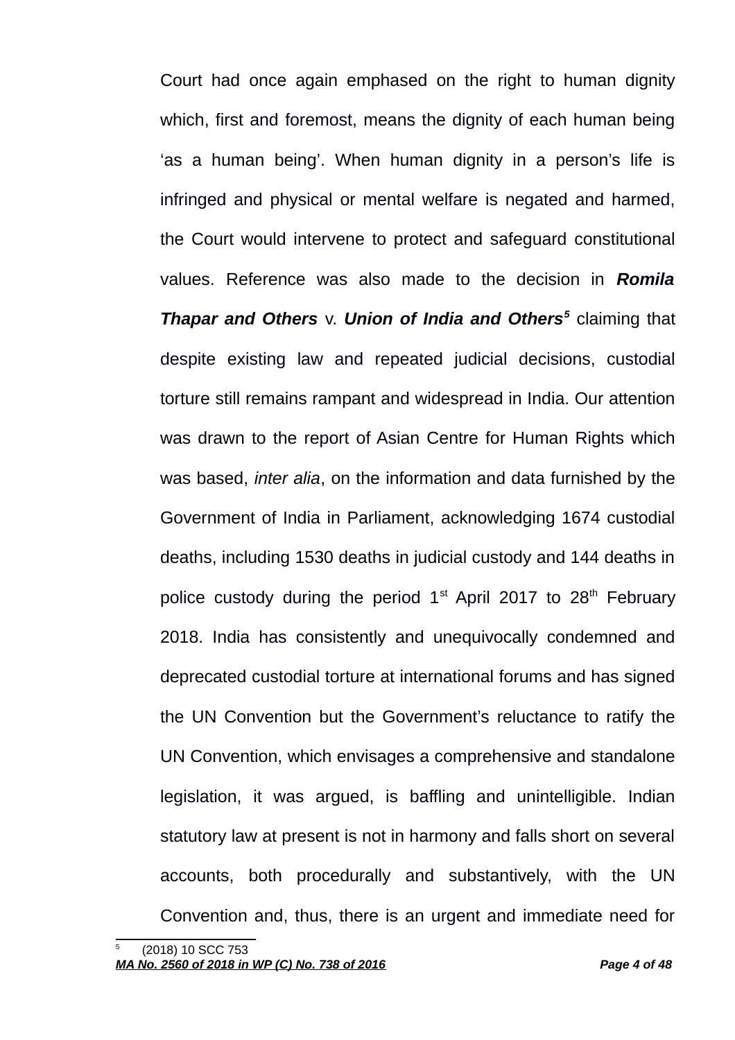Court had once again emphased on the right to human dignity which, first and foremost, means the dignity of each human being 'as a human being'. When human dignity in a person's life is infringed and physical or mental welfare is negated and harmed, the Court would intervene to protect and safeguard constitutional values. Reference was also made to the decision in ***Romila Thapar and Others*** v. ***Union of India and Others***[5] claiming that despite existing law and repeated judicial decisions, custodial torture still remains rampant and widespread in India. Our attention was drawn to the report of Asian Centre for Human Rights which was based, *inter alia*, on the information and data furnished by the Government of India in Parliament, acknowledging 1674 custodial deaths, including 1530 deaths in judicial custody and 144 deaths in police custody during the period 1st April 2017 to 28th February 2018. India has consistently and unequivocally condemned and deprecated custodial torture at international forums and has signed the UN Convention but the Government's reluctance to ratify the UN Convention, which envisages a comprehensive and standalone legislation, it was argued, is baffling and unintelligible. Indian statutory law at present is not in harmony and falls short on several accounts, both procedurally and substantively, with the UN Convention and, thus, there is an urgent and immediate need for

---

[5] (2018) 10 SCC 753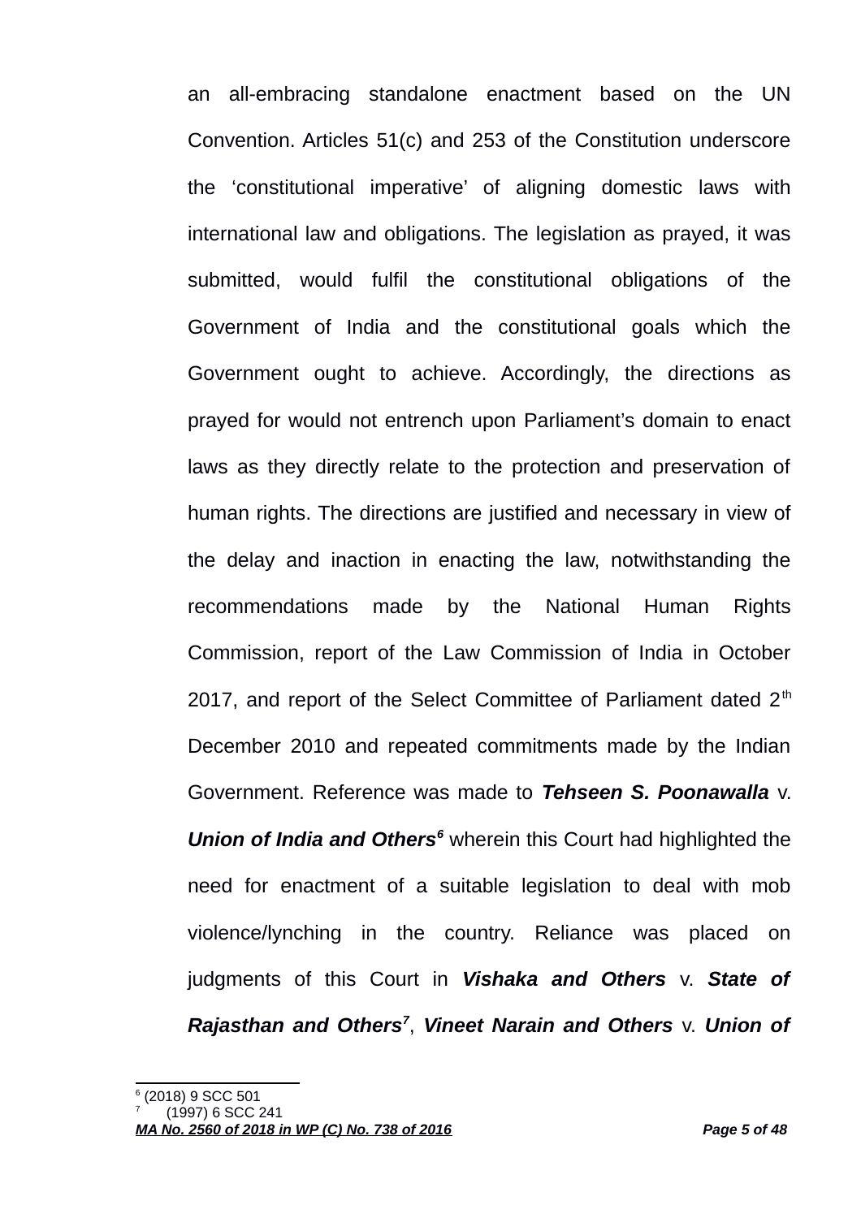an all-embracing standalone enactment based on the UN Convention. Articles 51(c) and 253 of the Constitution underscore the 'constitutional imperative' of aligning domestic laws with international law and obligations. The legislation as prayed, it was submitted, would fulfil the constitutional obligations of the Government of India and the constitutional goals which the Government ought to achieve. Accordingly, the directions as prayed for would not entrench upon Parliament's domain to enact laws as they directly relate to the protection and preservation of human rights. The directions are justified and necessary in view of the delay and inaction in enacting the law, notwithstanding the recommendations made by the National Human Rights Commission, report of the Law Commission of India in October 2017, and report of the Select Committee of Parliament dated 2th December 2010 and repeated commitments made by the Indian Government. Reference was made to ***Tehseen S. Poonawalla*** v. ***Union of India and Others***[6] wherein this Court had highlighted the need for enactment of a suitable legislation to deal with mob violence/lynching in the country. Reliance was placed on judgments of this Court in ***Vishaka and Others*** v. ***State of Rajasthan and Others***[7], ***Vineet Narain and Others*** v. ***Union of***

---

[6] (2018) 9 SCC 501

[7] (1997) 6 SCC 241

***MA No. 2560 of 2018 in WP (C) No. 738 of 2016***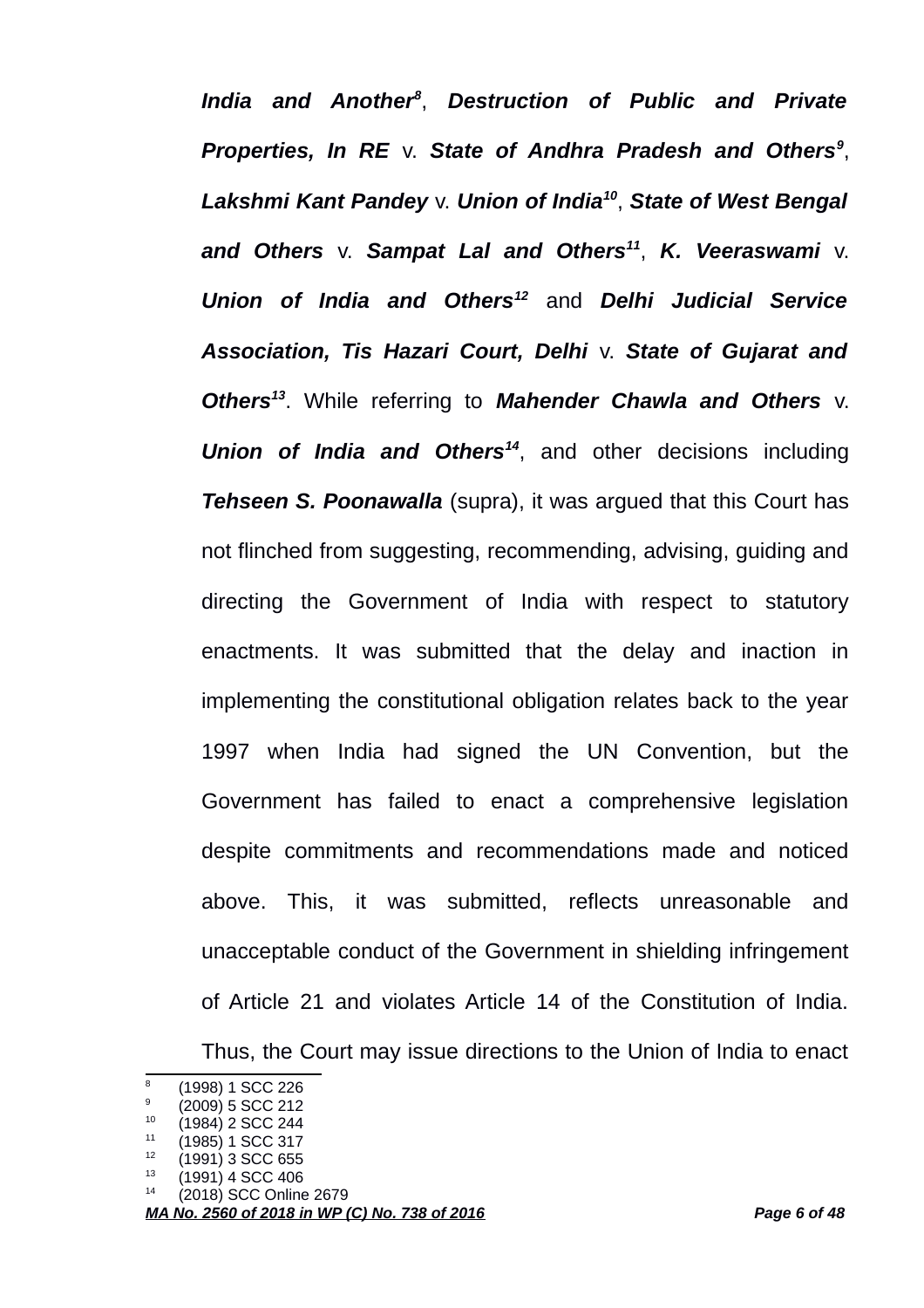***India and Another***[8], ***Destruction of Public and Private Properties, In RE*** v. ***State of Andhra Pradesh and Others***[9], ***Lakshmi Kant Pandey*** v. ***Union of India***[10], ***State of West Bengal and Others*** v. ***Sampat Lal and Others***[11], ***K. Veeraswami*** v. ***Union of India and Others***[12] and ***Delhi Judicial Service Association, Tis Hazari Court, Delhi*** v. ***State of Gujarat and Others***[13]. While referring to ***Mahender Chawla and Others*** v. ***Union of India and Others***[14], and other decisions including ***Tehseen S. Poonawalla*** (supra), it was argued that this Court has not flinched from suggesting, recommending, advising, guiding and directing the Government of India with respect to statutory enactments. It was submitted that the delay and inaction in implementing the constitutional obligation relates back to the year 1997 when India had signed the UN Convention, but the Government has failed to enact a comprehensive legislation despite commitments and recommendations made and noticed above. This, it was submitted, reflects unreasonable and unacceptable conduct of the Government in shielding infringement of Article 21 and violates Article 14 of the Constitution of India. Thus, the Court may issue directions to the Union of India to enact

---

[8] (1998) 1 SCC 226
[9] (2009) 5 SCC 212
[10] (1984) 2 SCC 244
[11] (1985) 1 SCC 317
[12] (1991) 3 SCC 655
[13] (1991) 4 SCC 406
[14] (2018) SCC Online 2679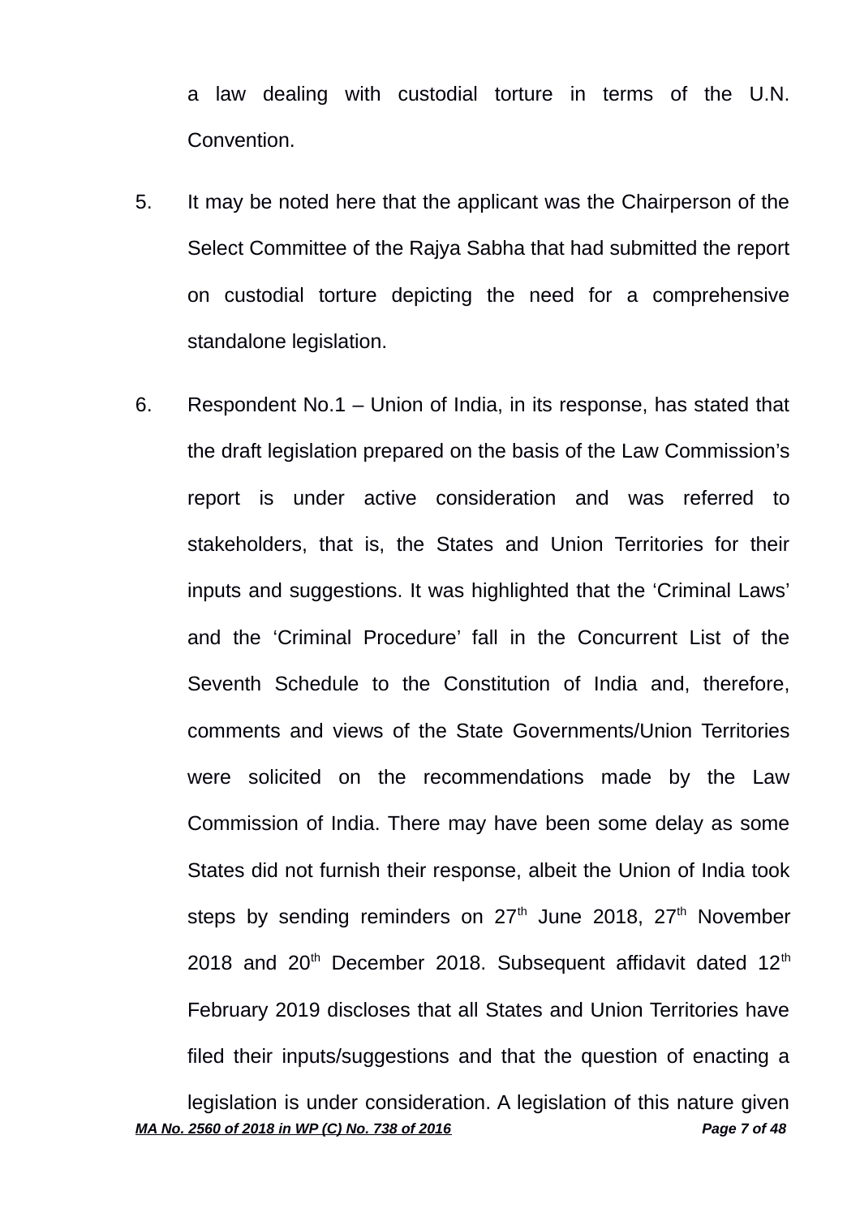a law dealing with custodial torture in terms of the U.N. Convention.

5. It may be noted here that the applicant was the Chairperson of the Select Committee of the Rajya Sabha that had submitted the report on custodial torture depicting the need for a comprehensive standalone legislation.

6. Respondent No.1 – Union of India, in its response, has stated that the draft legislation prepared on the basis of the Law Commission's report is under active consideration and was referred to stakeholders, that is, the States and Union Territories for their inputs and suggestions. It was highlighted that the 'Criminal Laws' and the 'Criminal Procedure' fall in the Concurrent List of the Seventh Schedule to the Constitution of India and, therefore, comments and views of the State Governments/Union Territories were solicited on the recommendations made by the Law Commission of India. There may have been some delay as some States did not furnish their response, albeit the Union of India took steps by sending reminders on 27th June 2018, 27th November 2018 and 20th December 2018. Subsequent affidavit dated 12th February 2019 discloses that all States and Union Territories have filed their inputs/suggestions and that the question of enacting a legislation is under consideration. A legislation of this nature given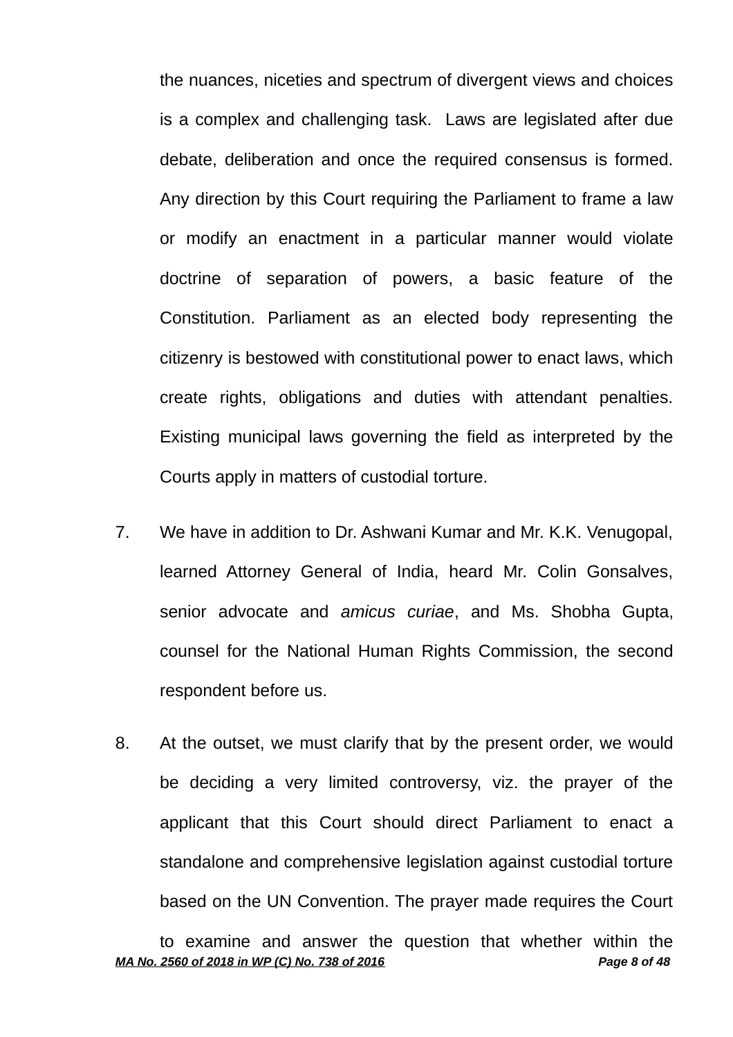the nuances, niceties and spectrum of divergent views and choices is a complex and challenging task. Laws are legislated after due debate, deliberation and once the required consensus is formed. Any direction by this Court requiring the Parliament to frame a law or modify an enactment in a particular manner would violate doctrine of separation of powers, a basic feature of the Constitution. Parliament as an elected body representing the citizenry is bestowed with constitutional power to enact laws, which create rights, obligations and duties with attendant penalties. Existing municipal laws governing the field as interpreted by the Courts apply in matters of custodial torture.

7. We have in addition to Dr. Ashwani Kumar and Mr. K.K. Venugopal, learned Attorney General of India, heard Mr. Colin Gonsalves, senior advocate and *amicus curiae*, and Ms. Shobha Gupta, counsel for the National Human Rights Commission, the second respondent before us.

8. At the outset, we must clarify that by the present order, we would be deciding a very limited controversy, viz. the prayer of the applicant that this Court should direct Parliament to enact a standalone and comprehensive legislation against custodial torture based on the UN Convention. The prayer made requires the Court to examine and answer the question that whether within the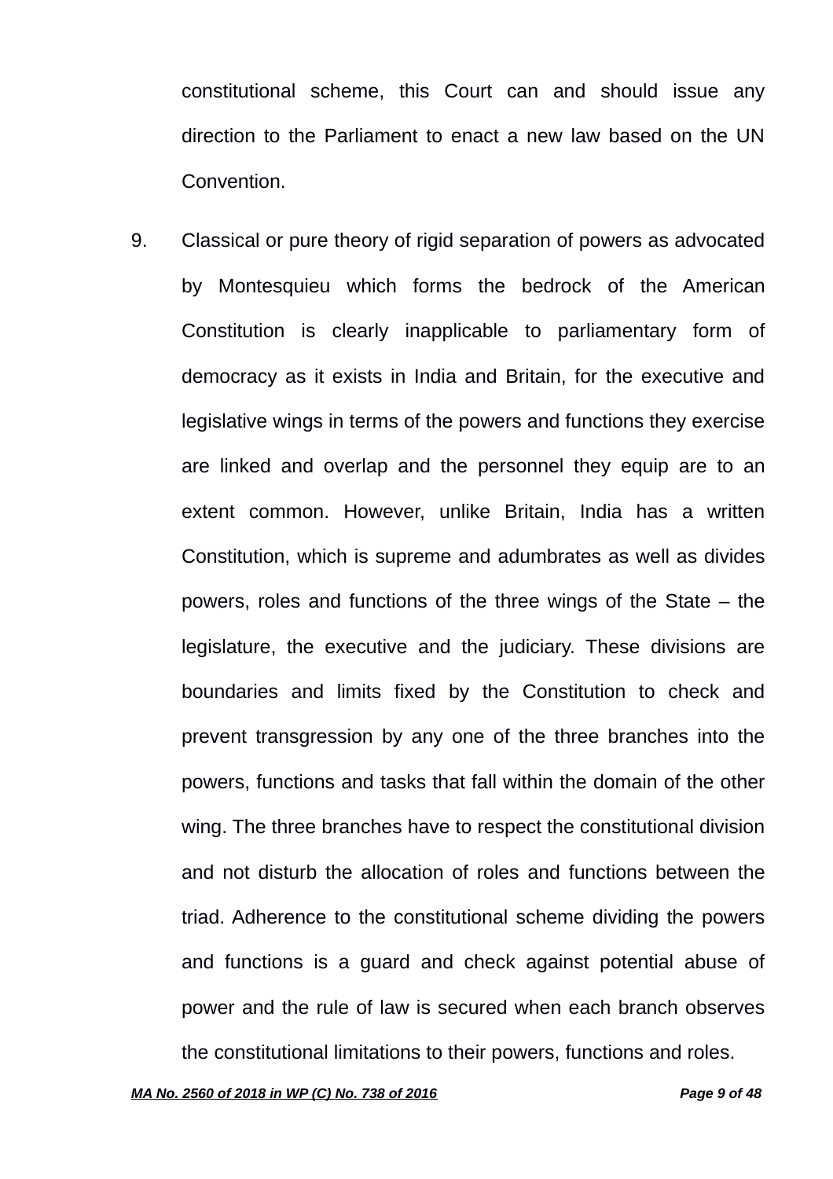constitutional scheme, this Court can and should issue any direction to the Parliament to enact a new law based on the UN Convention.

9. Classical or pure theory of rigid separation of powers as advocated by Montesquieu which forms the bedrock of the American Constitution is clearly inapplicable to parliamentary form of democracy as it exists in India and Britain, for the executive and legislative wings in terms of the powers and functions they exercise are linked and overlap and the personnel they equip are to an extent common. However, unlike Britain, India has a written Constitution, which is supreme and adumbrates as well as divides powers, roles and functions of the three wings of the State – the legislature, the executive and the judiciary. These divisions are boundaries and limits fixed by the Constitution to check and prevent transgression by any one of the three branches into the powers, functions and tasks that fall within the domain of the other wing. The three branches have to respect the constitutional division and not disturb the allocation of roles and functions between the triad. Adherence to the constitutional scheme dividing the powers and functions is a guard and check against potential abuse of power and the rule of law is secured when each branch observes the constitutional limitations to their powers, functions and roles.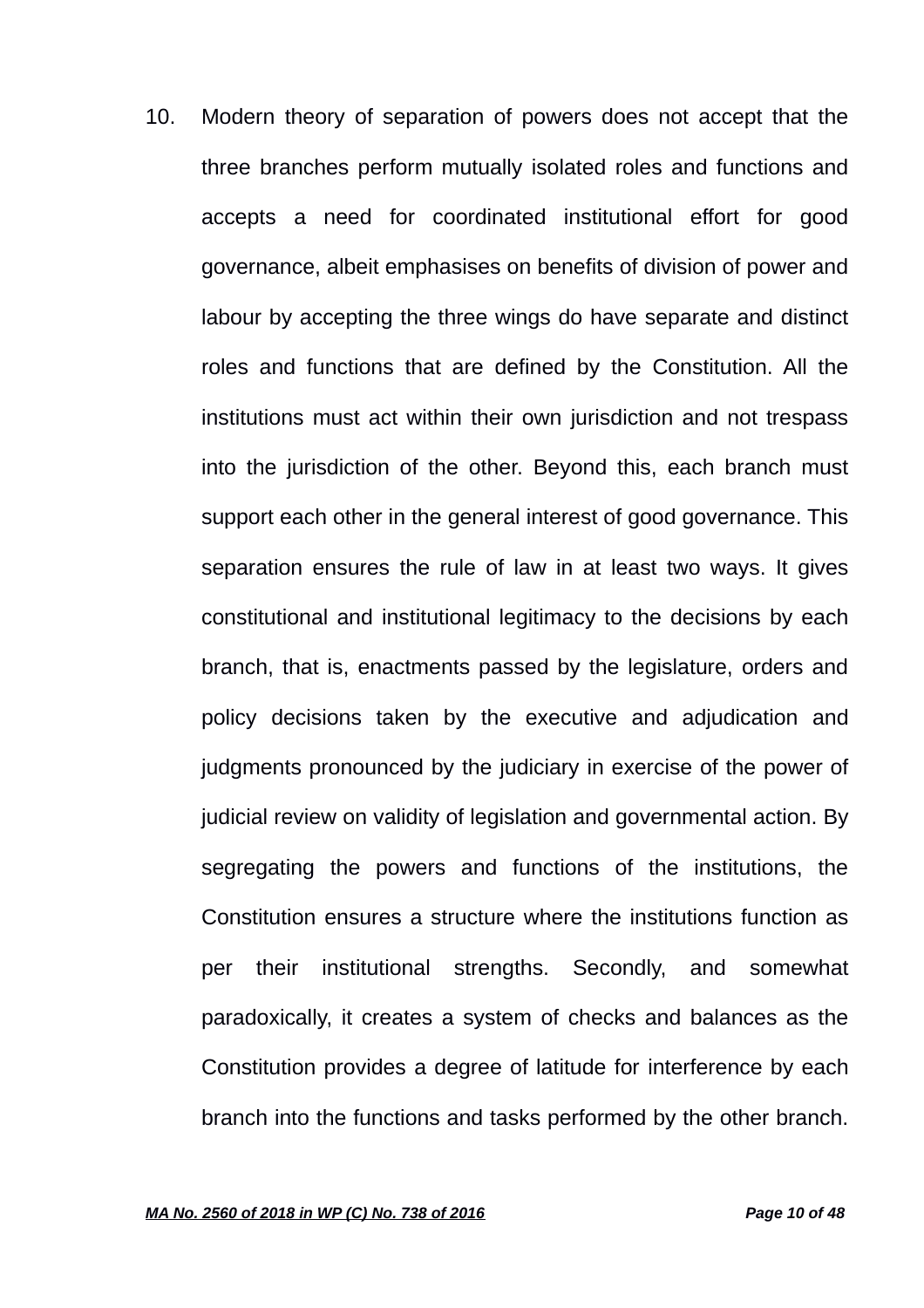10. Modern theory of separation of powers does not accept that the three branches perform mutually isolated roles and functions and accepts a need for coordinated institutional effort for good governance, albeit emphasises on benefits of division of power and labour by accepting the three wings do have separate and distinct roles and functions that are defined by the Constitution. All the institutions must act within their own jurisdiction and not trespass into the jurisdiction of the other. Beyond this, each branch must support each other in the general interest of good governance. This separation ensures the rule of law in at least two ways. It gives constitutional and institutional legitimacy to the decisions by each branch, that is, enactments passed by the legislature, orders and policy decisions taken by the executive and adjudication and judgments pronounced by the judiciary in exercise of the power of judicial review on validity of legislation and governmental action. By segregating the powers and functions of the institutions, the Constitution ensures a structure where the institutions function as per their institutional strengths. Secondly, and somewhat paradoxically, it creates a system of checks and balances as the Constitution provides a degree of latitude for interference by each branch into the functions and tasks performed by the other branch.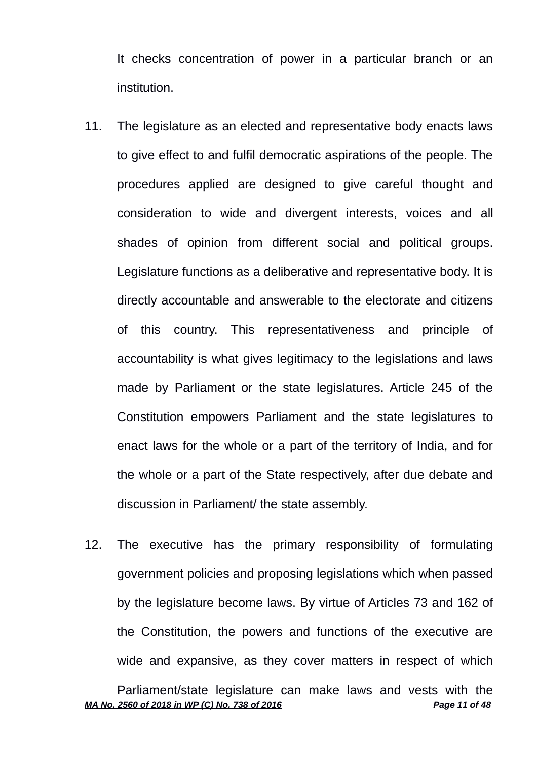It checks concentration of power in a particular branch or an institution.

11. The legislature as an elected and representative body enacts laws to give effect to and fulfil democratic aspirations of the people. The procedures applied are designed to give careful thought and consideration to wide and divergent interests, voices and all shades of opinion from different social and political groups. Legislature functions as a deliberative and representative body. It is directly accountable and answerable to the electorate and citizens of this country. This representativeness and principle of accountability is what gives legitimacy to the legislations and laws made by Parliament or the state legislatures. Article 245 of the Constitution empowers Parliament and the state legislatures to enact laws for the whole or a part of the territory of India, and for the whole or a part of the State respectively, after due debate and discussion in Parliament/ the state assembly.

12. The executive has the primary responsibility of formulating government policies and proposing legislations which when passed by the legislature become laws. By virtue of Articles 73 and 162 of the Constitution, the powers and functions of the executive are wide and expansive, as they cover matters in respect of which Parliament/state legislature can make laws and vests with the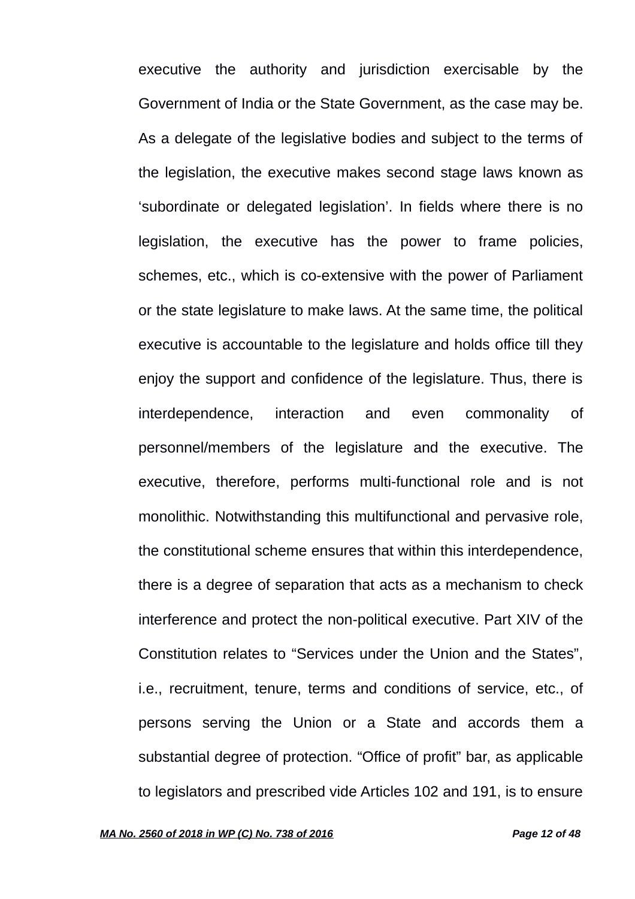executive the authority and jurisdiction exercisable by the Government of India or the State Government, as the case may be. As a delegate of the legislative bodies and subject to the terms of the legislation, the executive makes second stage laws known as 'subordinate or delegated legislation'. In fields where there is no legislation, the executive has the power to frame policies, schemes, etc., which is co-extensive with the power of Parliament or the state legislature to make laws. At the same time, the political executive is accountable to the legislature and holds office till they enjoy the support and confidence of the legislature. Thus, there is interdependence, interaction and even commonality of personnel/members of the legislature and the executive. The executive, therefore, performs multi-functional role and is not monolithic. Notwithstanding this multifunctional and pervasive role, the constitutional scheme ensures that within this interdependence, there is a degree of separation that acts as a mechanism to check interference and protect the non-political executive. Part XIV of the Constitution relates to "Services under the Union and the States", i.e., recruitment, tenure, terms and conditions of service, etc., of persons serving the Union or a State and accords them a substantial degree of protection. "Office of profit" bar, as applicable to legislators and prescribed vide Articles 102 and 191, is to ensure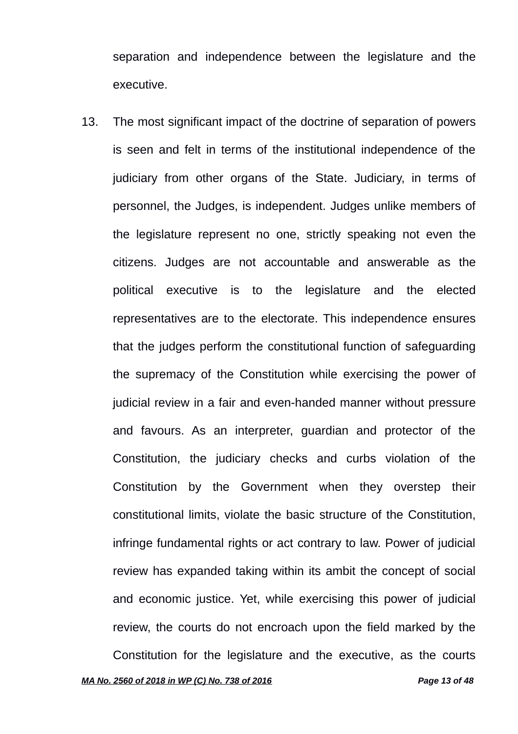separation and independence between the legislature and the executive.

13. The most significant impact of the doctrine of separation of powers is seen and felt in terms of the institutional independence of the judiciary from other organs of the State. Judiciary, in terms of personnel, the Judges, is independent. Judges unlike members of the legislature represent no one, strictly speaking not even the citizens. Judges are not accountable and answerable as the political executive is to the legislature and the elected representatives are to the electorate. This independence ensures that the judges perform the constitutional function of safeguarding the supremacy of the Constitution while exercising the power of judicial review in a fair and even-handed manner without pressure and favours. As an interpreter, guardian and protector of the Constitution, the judiciary checks and curbs violation of the Constitution by the Government when they overstep their constitutional limits, violate the basic structure of the Constitution, infringe fundamental rights or act contrary to law. Power of judicial review has expanded taking within its ambit the concept of social and economic justice. Yet, while exercising this power of judicial review, the courts do not encroach upon the field marked by the Constitution for the legislature and the executive, as the courts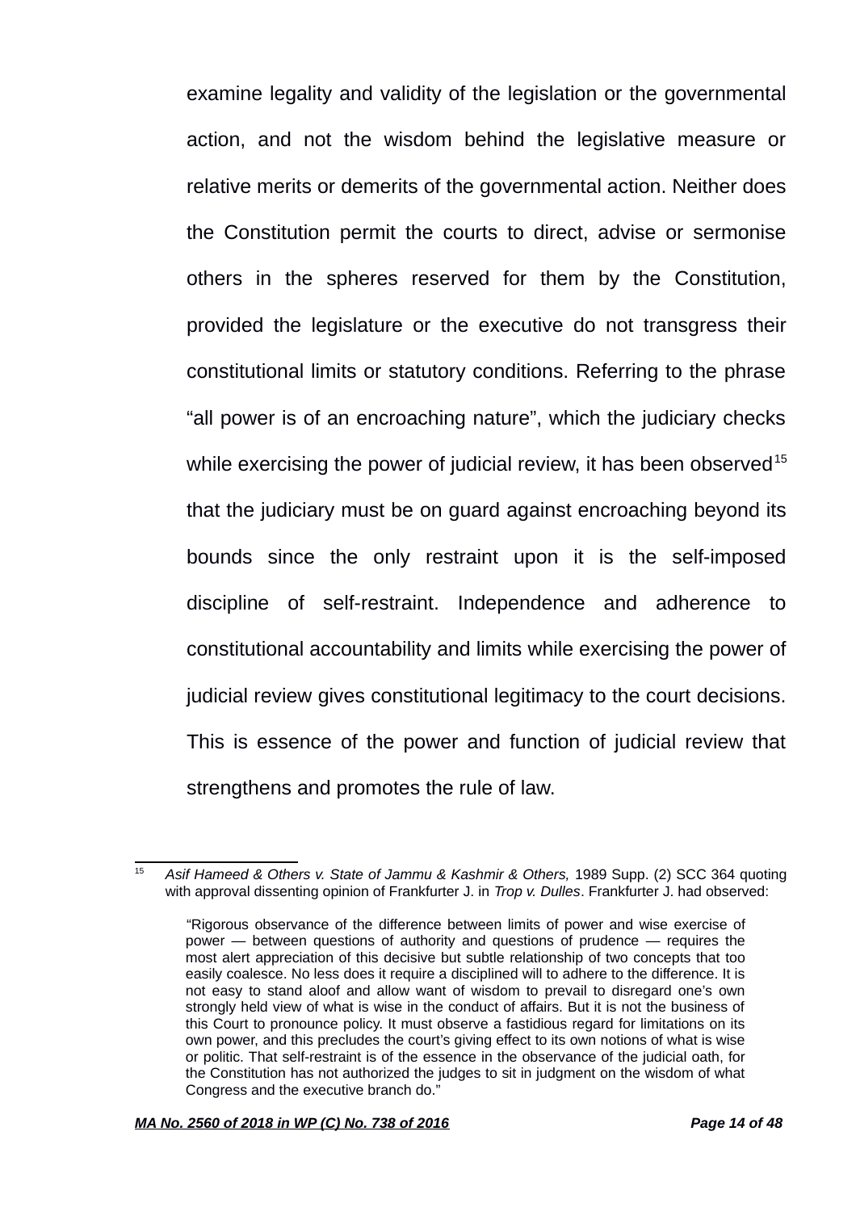examine legality and validity of the legislation or the governmental action, and not the wisdom behind the legislative measure or relative merits or demerits of the governmental action. Neither does the Constitution permit the courts to direct, advise or sermonise others in the spheres reserved for them by the Constitution, provided the legislature or the executive do not transgress their constitutional limits or statutory conditions. Referring to the phrase "all power is of an encroaching nature", which the judiciary checks while exercising the power of judicial review, it has been observed[15] that the judiciary must be on guard against encroaching beyond its bounds since the only restraint upon it is the self-imposed discipline of self-restraint. Independence and adherence to constitutional accountability and limits while exercising the power of judicial review gives constitutional legitimacy to the court decisions. This is essence of the power and function of judicial review that strengthens and promotes the rule of law.

---

[15] *Asif Hameed & Others v. State of Jammu & Kashmir & Others,* 1989 Supp. (2) SCC 364 quoting with approval dissenting opinion of Frankfurter J. in *Trop v. Dulles*. Frankfurter J. had observed:

> "Rigorous observance of the difference between limits of power and wise exercise of power — between questions of authority and questions of prudence — requires the most alert appreciation of this decisive but subtle relationship of two concepts that too easily coalesce. No less does it require a disciplined will to adhere to the difference. It is not easy to stand aloof and allow want of wisdom to prevail to disregard one's own strongly held view of what is wise in the conduct of affairs. But it is not the business of this Court to pronounce policy. It must observe a fastidious regard for limitations on its own power, and this precludes the court's giving effect to its own notions of what is wise or politic. That self-restraint is of the essence in the observance of the judicial oath, for the Constitution has not authorized the judges to sit in judgment on the wisdom of what Congress and the executive branch do."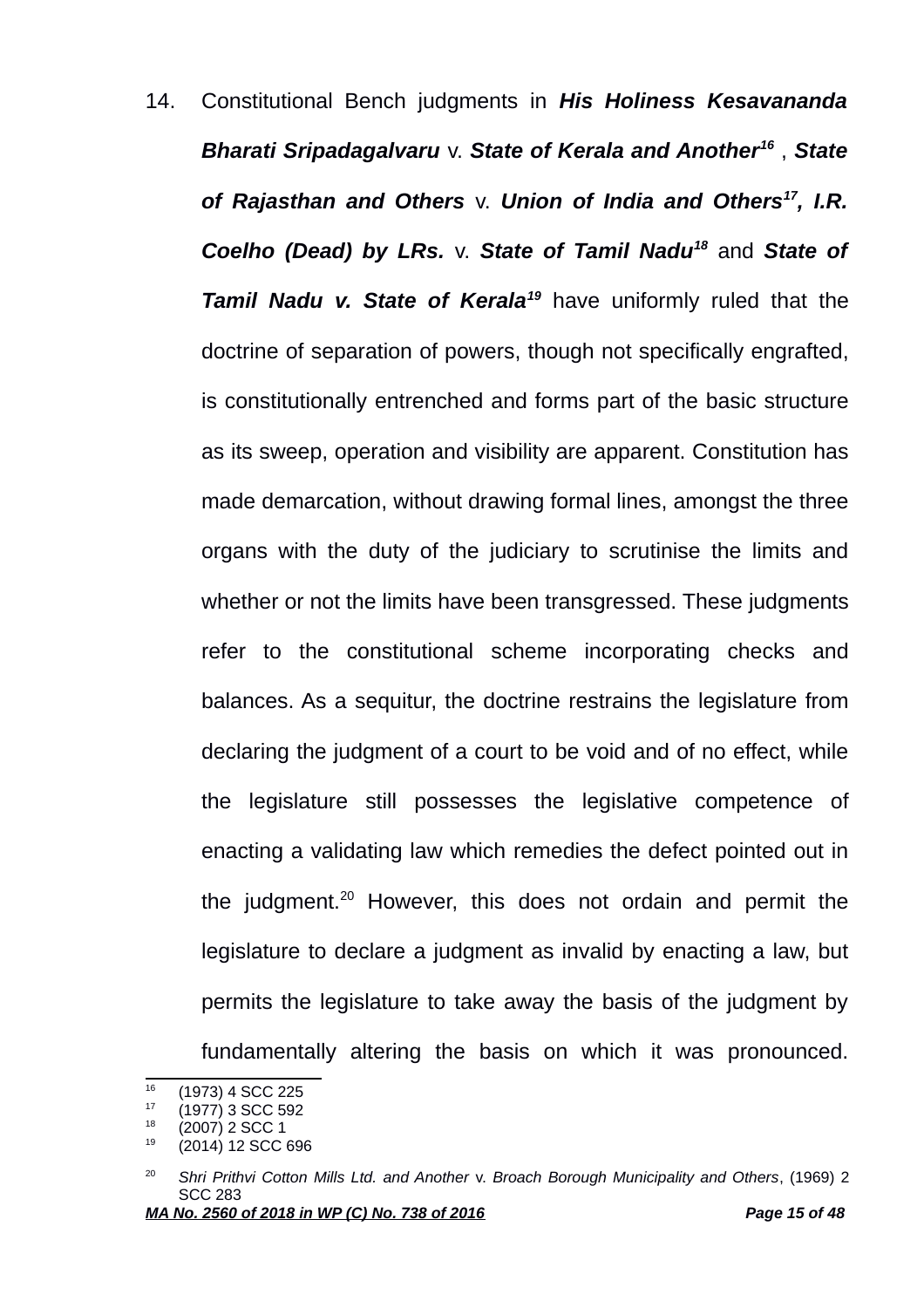14. Constitutional Bench judgments in ***His Holiness Kesavananda Bharati Sripadagalvaru*** v. ***State of Kerala and Another***[16] , ***State of Rajasthan and Others*** v. ***Union of India and Others***[17], ***I.R. Coelho (Dead) by LRs.*** v. ***State of Tamil Nadu***[18] and ***State of Tamil Nadu v. State of Kerala***[19] have uniformly ruled that the doctrine of separation of powers, though not specifically engrafted, is constitutionally entrenched and forms part of the basic structure as its sweep, operation and visibility are apparent. Constitution has made demarcation, without drawing formal lines, amongst the three organs with the duty of the judiciary to scrutinise the limits and whether or not the limits have been transgressed. These judgments refer to the constitutional scheme incorporating checks and balances. As a sequitur, the doctrine restrains the legislature from declaring the judgment of a court to be void and of no effect, while the legislature still possesses the legislative competence of enacting a validating law which remedies the defect pointed out in the judgment.[20] However, this does not ordain and permit the legislature to declare a judgment as invalid by enacting a law, but permits the legislature to take away the basis of the judgment by fundamentally altering the basis on which it was pronounced.

---

[16] (1973) 4 SCC 225

[17] (1977) 3 SCC 592

[18] (2007) 2 SCC 1

[19] (2014) 12 SCC 696

[20] *Shri Prithvi Cotton Mills Ltd. and Another* v. *Broach Borough Municipality and Others*, (1969) 2 SCC 283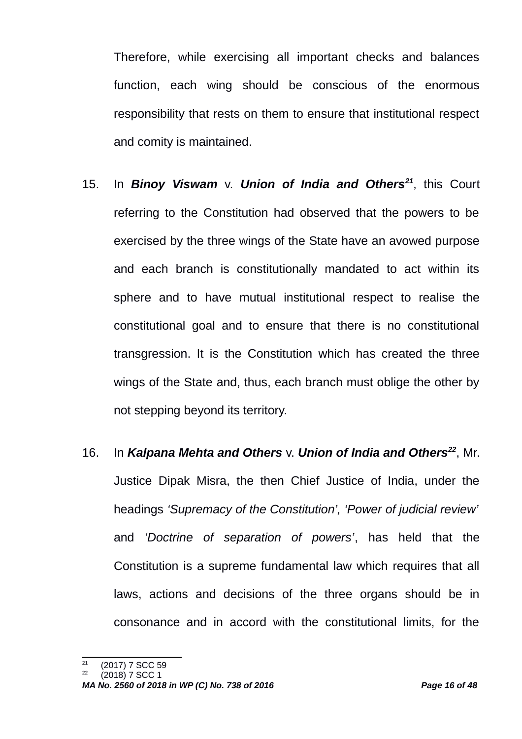Therefore, while exercising all important checks and balances function, each wing should be conscious of the enormous responsibility that rests on them to ensure that institutional respect and comity is maintained.

15. In ***Binoy Viswam*** v. ***Union of India and Others***[21], this Court referring to the Constitution had observed that the powers to be exercised by the three wings of the State have an avowed purpose and each branch is constitutionally mandated to act within its sphere and to have mutual institutional respect to realise the constitutional goal and to ensure that there is no constitutional transgression. It is the Constitution which has created the three wings of the State and, thus, each branch must oblige the other by not stepping beyond its territory.

16. In ***Kalpana Mehta and Others*** v. ***Union of India and Others***[22], Mr. Justice Dipak Misra, the then Chief Justice of India, under the headings *'Supremacy of the Constitution', 'Power of judicial review'* and *'Doctrine of separation of powers'*, has held that the Constitution is a supreme fundamental law which requires that all laws, actions and decisions of the three organs should be in consonance and in accord with the constitutional limits, for the

---

[21] (2017) 7 SCC 59

[22] (2018) 7 SCC 1

***MA No. 2560 of 2018 in WP (C) No. 738 of 2016***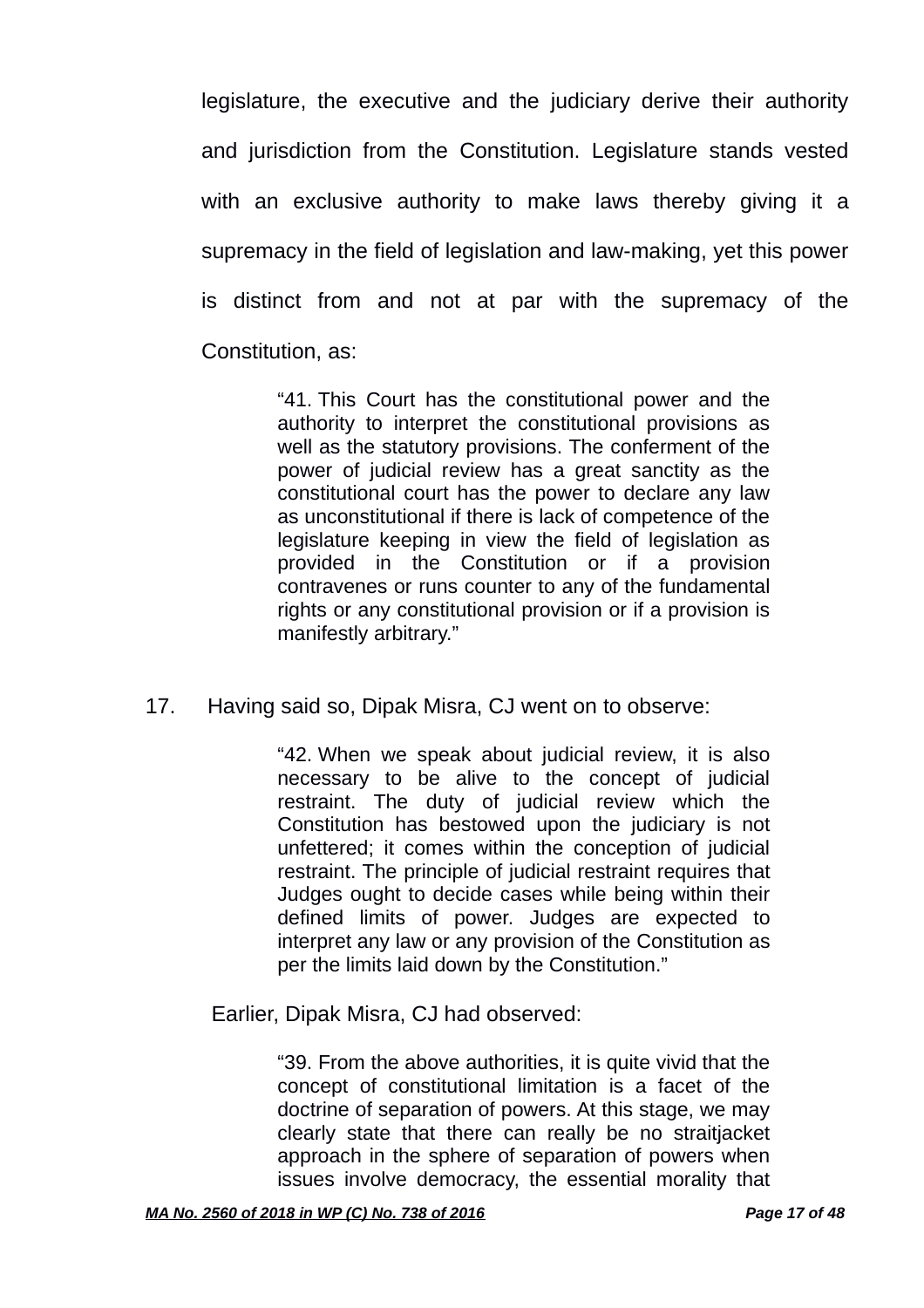legislature, the executive and the judiciary derive their authority and jurisdiction from the Constitution. Legislature stands vested with an exclusive authority to make laws thereby giving it a supremacy in the field of legislation and law-making, yet this power is distinct from and not at par with the supremacy of the Constitution, as:

> "41. This Court has the constitutional power and the authority to interpret the constitutional provisions as well as the statutory provisions. The conferment of the power of judicial review has a great sanctity as the constitutional court has the power to declare any law as unconstitutional if there is lack of competence of the legislature keeping in view the field of legislation as provided in the Constitution or if a provision contravenes or runs counter to any of the fundamental rights or any constitutional provision or if a provision is manifestly arbitrary."

17. Having said so, Dipak Misra, CJ went on to observe:

> "42. When we speak about judicial review, it is also necessary to be alive to the concept of judicial restraint. The duty of judicial review which the Constitution has bestowed upon the judiciary is not unfettered; it comes within the conception of judicial restraint. The principle of judicial restraint requires that Judges ought to decide cases while being within their defined limits of power. Judges are expected to interpret any law or any provision of the Constitution as per the limits laid down by the Constitution."

Earlier, Dipak Misra, CJ had observed:

> "39. From the above authorities, it is quite vivid that the concept of constitutional limitation is a facet of the doctrine of separation of powers. At this stage, we may clearly state that there can really be no straitjacket approach in the sphere of separation of powers when issues involve democracy, the essential morality that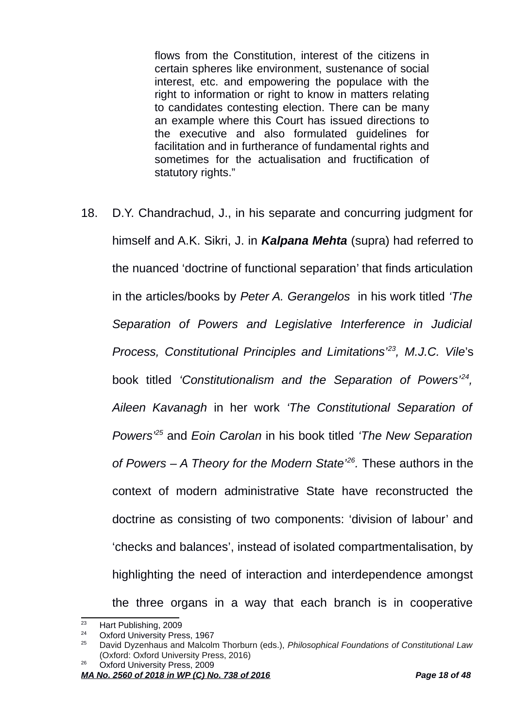> flows from the Constitution, interest of the citizens in certain spheres like environment, sustenance of social interest, etc. and empowering the populace with the right to information or right to know in matters relating to candidates contesting election. There can be many an example where this Court has issued directions to the executive and also formulated guidelines for facilitation and in furtherance of fundamental rights and sometimes for the actualisation and fructification of statutory rights."

18. D.Y. Chandrachud, J., in his separate and concurring judgment for himself and A.K. Sikri, J. in ***Kalpana Mehta*** (supra) had referred to the nuanced 'doctrine of functional separation' that finds articulation in the articles/books by *Peter A. Gerangelos* in his work titled *'The Separation of Powers and Legislative Interference in Judicial Process, Constitutional Principles and Limitations'*[23], *M.J.C. Vile*'s book titled *'Constitutionalism and the Separation of Powers'*[24], *Aileen Kavanagh* in her work *'The Constitutional Separation of Powers'*[25] and *Eoin Carolan* in his book titled *'The New Separation of Powers – A Theory for the Modern State'*[26]. These authors in the context of modern administrative State have reconstructed the doctrine as consisting of two components: 'division of labour' and 'checks and balances', instead of isolated compartmentalisation, by highlighting the need of interaction and interdependence amongst the three organs in a way that each branch is in cooperative

---

[23] Hart Publishing, 2009

[24] Oxford University Press, 1967

[25] David Dyzenhaus and Malcolm Thorburn (eds.), *Philosophical Foundations of Constitutional Law* (Oxford: Oxford University Press, 2016)

[26] Oxford University Press, 2009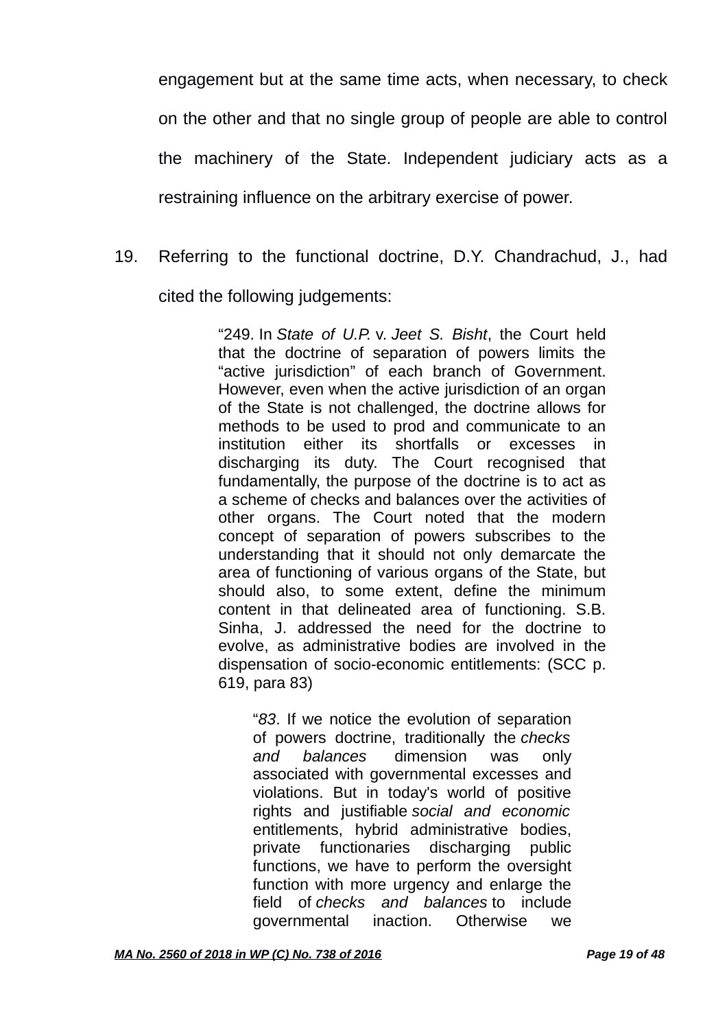engagement but at the same time acts, when necessary, to check on the other and that no single group of people are able to control the machinery of the State. Independent judiciary acts as a restraining influence on the arbitrary exercise of power.

19. Referring to the functional doctrine, D.Y. Chandrachud, J., had cited the following judgements:

> "249. In *State of U.P.* v. *Jeet S. Bisht*, the Court held that the doctrine of separation of powers limits the "active jurisdiction" of each branch of Government. However, even when the active jurisdiction of an organ of the State is not challenged, the doctrine allows for methods to be used to prod and communicate to an institution either its shortfalls or excesses in discharging its duty. The Court recognised that fundamentally, the purpose of the doctrine is to act as a scheme of checks and balances over the activities of other organs. The Court noted that the modern concept of separation of powers subscribes to the understanding that it should not only demarcate the area of functioning of various organs of the State, but should also, to some extent, define the minimum content in that delineated area of functioning. S.B. Sinha, J. addressed the need for the doctrine to evolve, as administrative bodies are involved in the dispensation of socio-economic entitlements: (SCC p. 619, para 83)
>
> > "*83*. If we notice the evolution of separation of powers doctrine, traditionally the *checks and balances* dimension was only associated with governmental excesses and violations. But in today's world of positive rights and justifiable *social and economic* entitlements, hybrid administrative bodies, private functionaries discharging public functions, we have to perform the oversight function with more urgency and enlarge the field of *checks and balances* to include governmental inaction. Otherwise we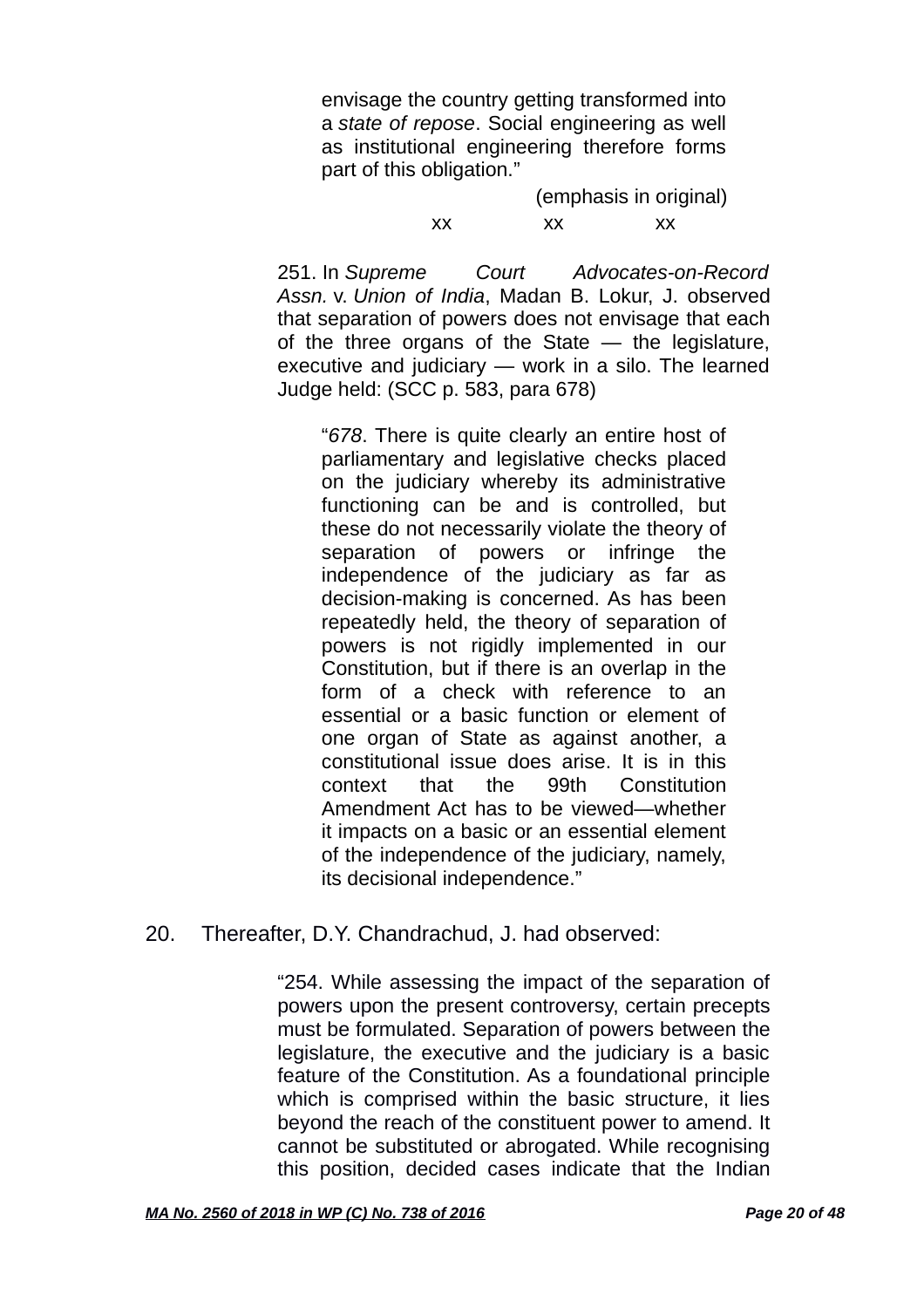> envisage the country getting transformed into a *state of repose*. Social engineering as well as institutional engineering therefore forms part of this obligation."
>
> (emphasis in original)
>
> xx xx xx

> 251. In *Supreme Court Advocates-on-Record Assn.* v. *Union of India*, Madan B. Lokur, J. observed that separation of powers does not envisage that each of the three organs of the State — the legislature, executive and judiciary — work in a silo. The learned Judge held: (SCC p. 583, para 678)
>
> > "*678*. There is quite clearly an entire host of parliamentary and legislative checks placed on the judiciary whereby its administrative functioning can be and is controlled, but these do not necessarily violate the theory of separation of powers or infringe the independence of the judiciary as far as decision-making is concerned. As has been repeatedly held, the theory of separation of powers is not rigidly implemented in our Constitution, but if there is an overlap in the form of a check with reference to an essential or a basic function or element of one organ of State as against another, a constitutional issue does arise. It is in this context that the 99th Constitution Amendment Act has to be viewed—whether it impacts on a basic or an essential element of the independence of the judiciary, namely, its decisional independence."

20. Thereafter, D.Y. Chandrachud, J. had observed:

> "254. While assessing the impact of the separation of powers upon the present controversy, certain precepts must be formulated. Separation of powers between the legislature, the executive and the judiciary is a basic feature of the Constitution. As a foundational principle which is comprised within the basic structure, it lies beyond the reach of the constituent power to amend. It cannot be substituted or abrogated. While recognising this position, decided cases indicate that the Indian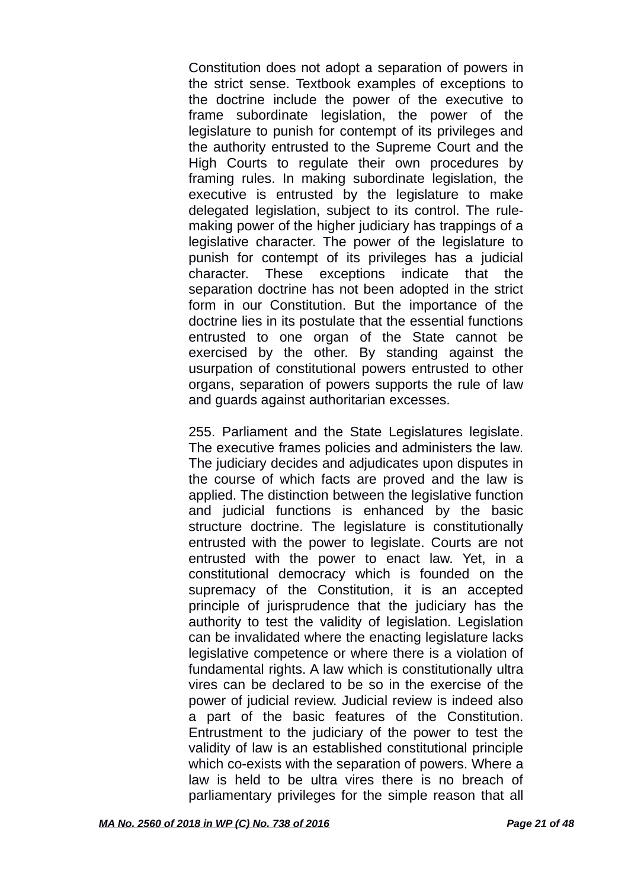Constitution does not adopt a separation of powers in the strict sense. Textbook examples of exceptions to the doctrine include the power of the executive to frame subordinate legislation, the power of the legislature to punish for contempt of its privileges and the authority entrusted to the Supreme Court and the High Courts to regulate their own procedures by framing rules. In making subordinate legislation, the executive is entrusted by the legislature to make delegated legislation, subject to its control. The rule-making power of the higher judiciary has trappings of a legislative character. The power of the legislature to punish for contempt of its privileges has a judicial character. These exceptions indicate that the separation doctrine has not been adopted in the strict form in our Constitution. But the importance of the doctrine lies in its postulate that the essential functions entrusted to one organ of the State cannot be exercised by the other. By standing against the usurpation of constitutional powers entrusted to other organs, separation of powers supports the rule of law and guards against authoritarian excesses.

255. Parliament and the State Legislatures legislate. The executive frames policies and administers the law. The judiciary decides and adjudicates upon disputes in the course of which facts are proved and the law is applied. The distinction between the legislative function and judicial functions is enhanced by the basic structure doctrine. The legislature is constitutionally entrusted with the power to legislate. Courts are not entrusted with the power to enact law. Yet, in a constitutional democracy which is founded on the supremacy of the Constitution, it is an accepted principle of jurisprudence that the judiciary has the authority to test the validity of legislation. Legislation can be invalidated where the enacting legislature lacks legislative competence or where there is a violation of fundamental rights. A law which is constitutionally ultra vires can be declared to be so in the exercise of the power of judicial review. Judicial review is indeed also a part of the basic features of the Constitution. Entrustment to the judiciary of the power to test the validity of law is an established constitutional principle which co-exists with the separation of powers. Where a law is held to be ultra vires there is no breach of parliamentary privileges for the simple reason that all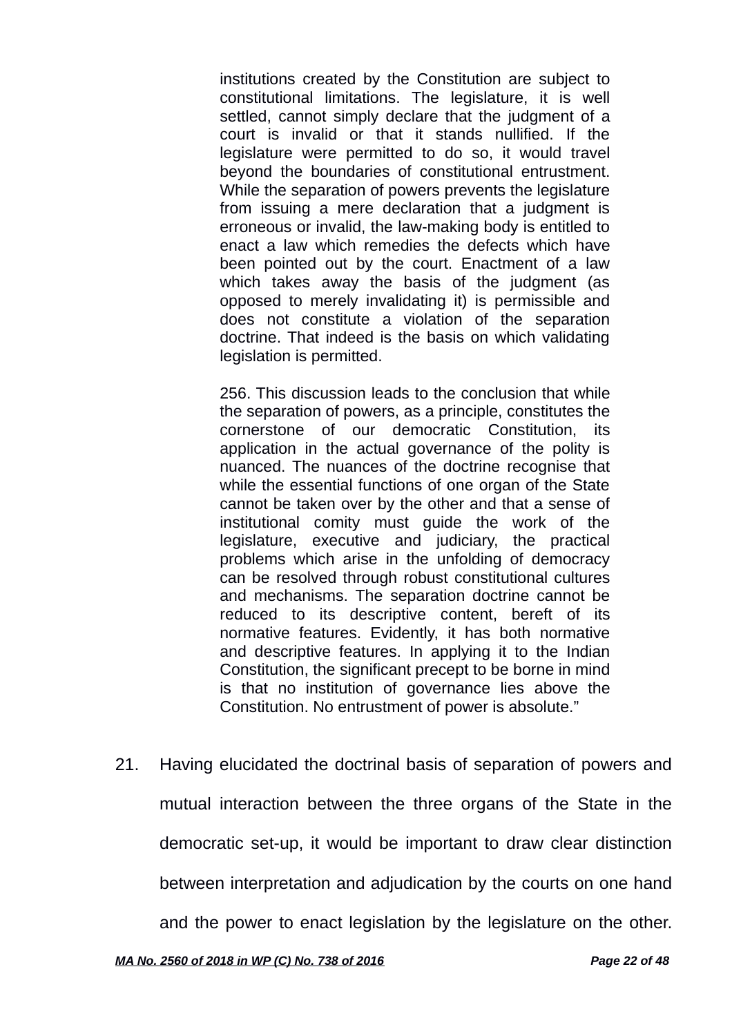> institutions created by the Constitution are subject to constitutional limitations. The legislature, it is well settled, cannot simply declare that the judgment of a court is invalid or that it stands nullified. If the legislature were permitted to do so, it would travel beyond the boundaries of constitutional entrustment. While the separation of powers prevents the legislature from issuing a mere declaration that a judgment is erroneous or invalid, the law-making body is entitled to enact a law which remedies the defects which have been pointed out by the court. Enactment of a law which takes away the basis of the judgment (as opposed to merely invalidating it) is permissible and does not constitute a violation of the separation doctrine. That indeed is the basis on which validating legislation is permitted.
>
> 256. This discussion leads to the conclusion that while the separation of powers, as a principle, constitutes the cornerstone of our democratic Constitution, its application in the actual governance of the polity is nuanced. The nuances of the doctrine recognise that while the essential functions of one organ of the State cannot be taken over by the other and that a sense of institutional comity must guide the work of the legislature, executive and judiciary, the practical problems which arise in the unfolding of democracy can be resolved through robust constitutional cultures and mechanisms. The separation doctrine cannot be reduced to its descriptive content, bereft of its normative features. Evidently, it has both normative and descriptive features. In applying it to the Indian Constitution, the significant precept to be borne in mind is that no institution of governance lies above the Constitution. No entrustment of power is absolute."

21. Having elucidated the doctrinal basis of separation of powers and mutual interaction between the three organs of the State in the democratic set-up, it would be important to draw clear distinction between interpretation and adjudication by the courts on one hand and the power to enact legislation by the legislature on the other.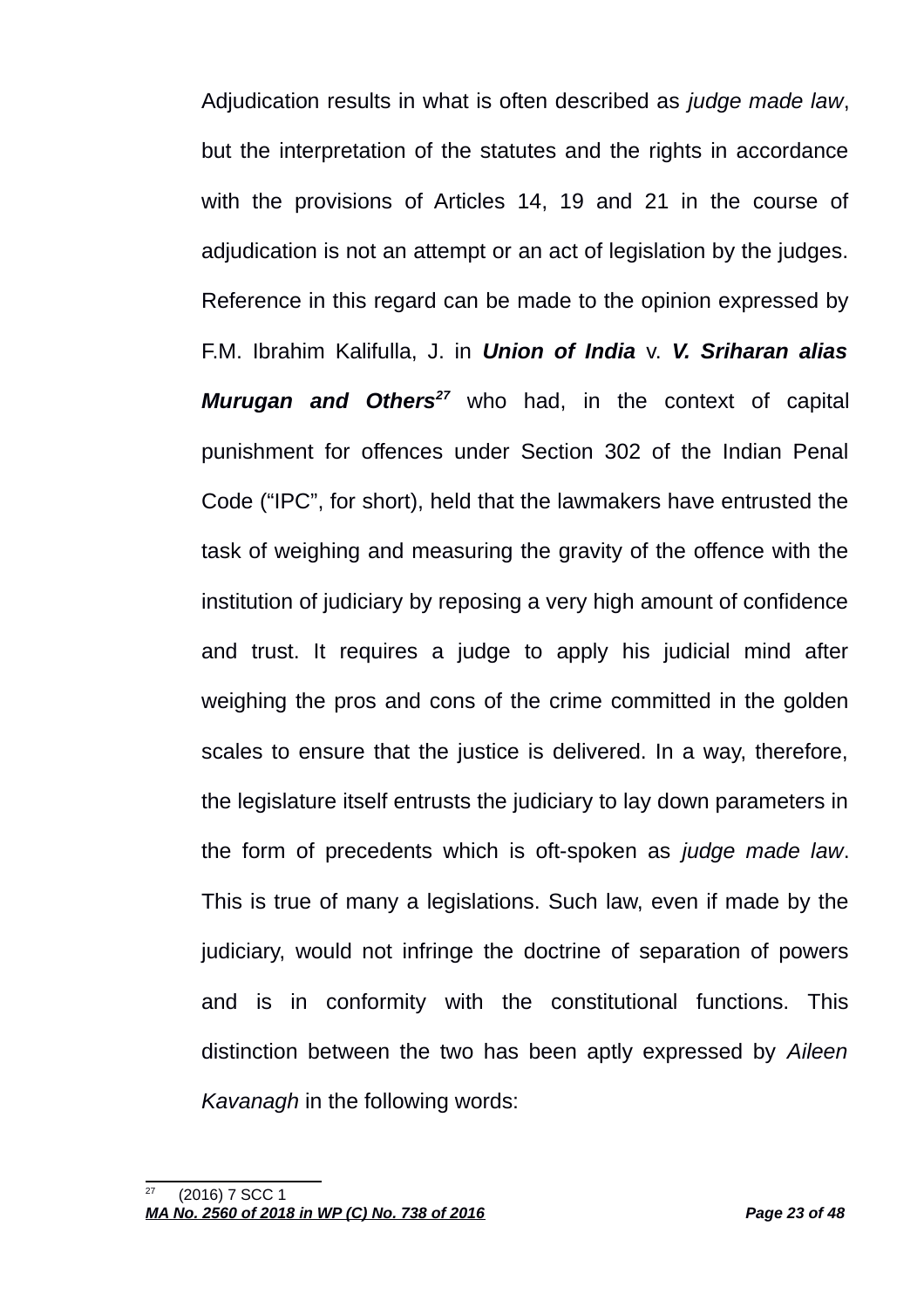Adjudication results in what is often described as *judge made law*, but the interpretation of the statutes and the rights in accordance with the provisions of Articles 14, 19 and 21 in the course of adjudication is not an attempt or an act of legislation by the judges. Reference in this regard can be made to the opinion expressed by F.M. Ibrahim Kalifulla, J. in ***Union of India*** v. ***V. Sriharan alias Murugan and Others***[27] who had, in the context of capital punishment for offences under Section 302 of the Indian Penal Code ("IPC", for short), held that the lawmakers have entrusted the task of weighing and measuring the gravity of the offence with the institution of judiciary by reposing a very high amount of confidence and trust. It requires a judge to apply his judicial mind after weighing the pros and cons of the crime committed in the golden scales to ensure that the justice is delivered. In a way, therefore, the legislature itself entrusts the judiciary to lay down parameters in the form of precedents which is oft-spoken as *judge made law*. This is true of many a legislations. Such law, even if made by the judiciary, would not infringe the doctrine of separation of powers and is in conformity with the constitutional functions. This distinction between the two has been aptly expressed by *Aileen Kavanagh* in the following words:

---

[27] (2016) 7 SCC 1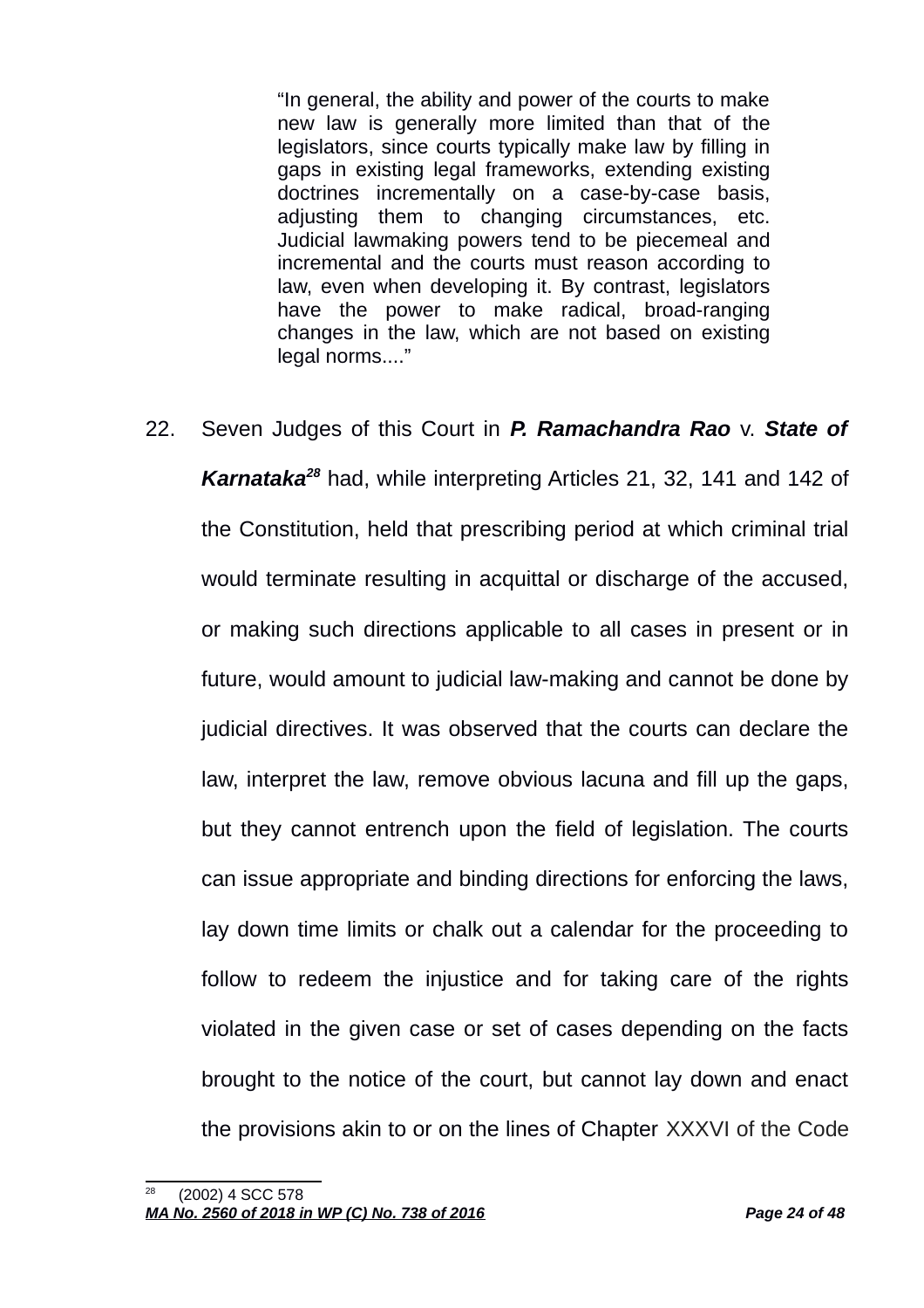> "In general, the ability and power of the courts to make new law is generally more limited than that of the legislators, since courts typically make law by filling in gaps in existing legal frameworks, extending existing doctrines incrementally on a case-by-case basis, adjusting them to changing circumstances, etc. Judicial lawmaking powers tend to be piecemeal and incremental and the courts must reason according to law, even when developing it. By contrast, legislators have the power to make radical, broad-ranging changes in the law, which are not based on existing legal norms...."

22. Seven Judges of this Court in ***P. Ramachandra Rao*** v. ***State of Karnataka***[28] had, while interpreting Articles 21, 32, 141 and 142 of the Constitution, held that prescribing period at which criminal trial would terminate resulting in acquittal or discharge of the accused, or making such directions applicable to all cases in present or in future, would amount to judicial law-making and cannot be done by judicial directives. It was observed that the courts can declare the law, interpret the law, remove obvious lacuna and fill up the gaps, but they cannot entrench upon the field of legislation. The courts can issue appropriate and binding directions for enforcing the laws, lay down time limits or chalk out a calendar for the proceeding to follow to redeem the injustice and for taking care of the rights violated in the given case or set of cases depending on the facts brought to the notice of the court, but cannot lay down and enact the provisions akin to or on the lines of Chapter XXXVI of the Code

---

[28] (2002) 4 SCC 578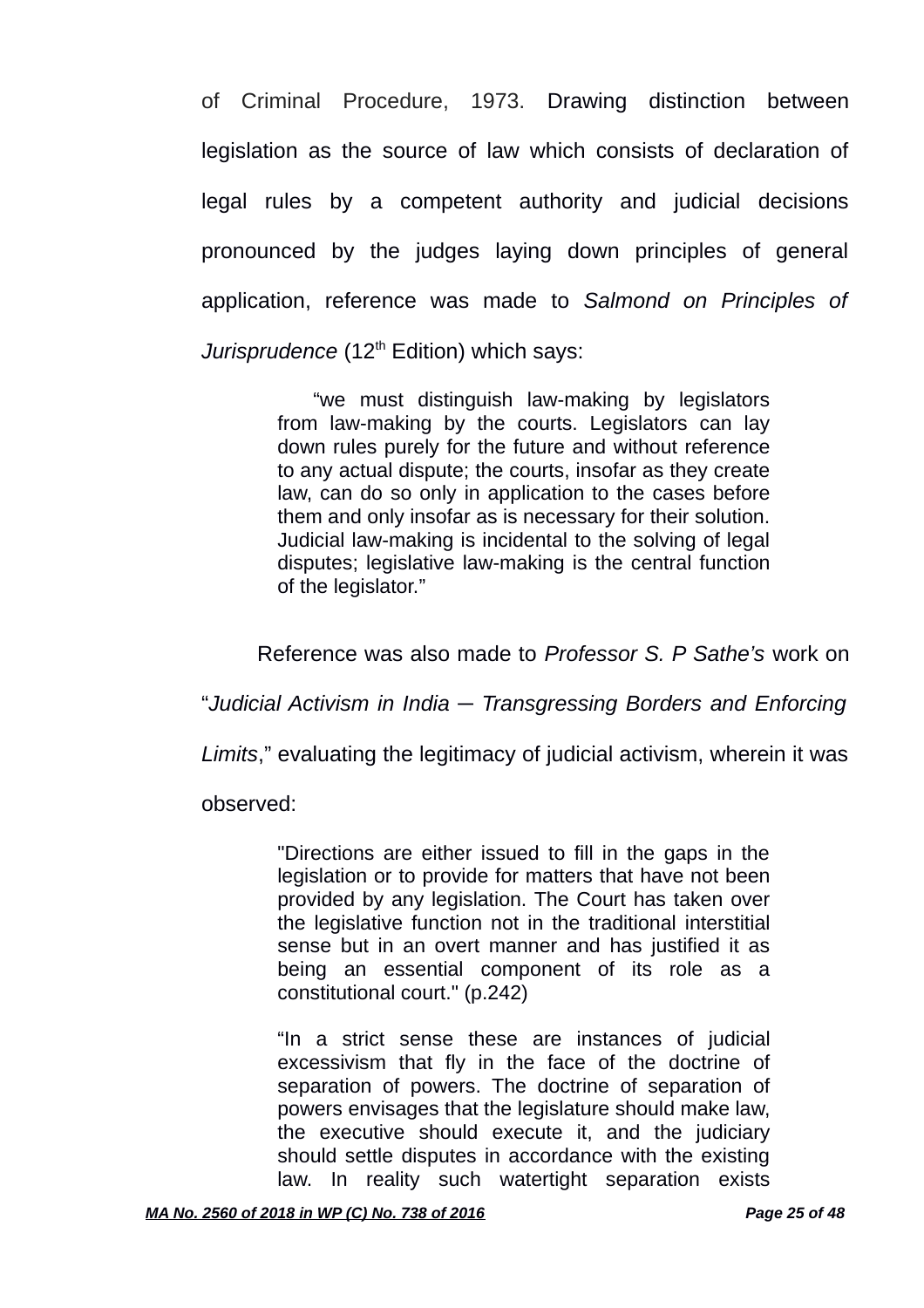of Criminal Procedure, 1973. Drawing distinction between legislation as the source of law which consists of declaration of legal rules by a competent authority and judicial decisions pronounced by the judges laying down principles of general application, reference was made to *Salmond on Principles of Jurisprudence* (12th Edition) which says:

> "we must distinguish law-making by legislators from law-making by the courts. Legislators can lay down rules purely for the future and without reference to any actual dispute; the courts, insofar as they create law, can do so only in application to the cases before them and only insofar as is necessary for their solution. Judicial law-making is incidental to the solving of legal disputes; legislative law-making is the central function of the legislator."

Reference was also made to *Professor S. P Sathe's* work on "*Judicial Activism in India – Transgressing Borders and Enforcing Limits*," evaluating the legitimacy of judicial activism, wherein it was observed:

> "Directions are either issued to fill in the gaps in the legislation or to provide for matters that have not been provided by any legislation. The Court has taken over the legislative function not in the traditional interstitial sense but in an overt manner and has justified it as being an essential component of its role as a constitutional court." (p.242)
>
> "In a strict sense these are instances of judicial excessivism that fly in the face of the doctrine of separation of powers. The doctrine of separation of powers envisages that the legislature should make law, the executive should execute it, and the judiciary should settle disputes in accordance with the existing law. In reality such watertight separation exists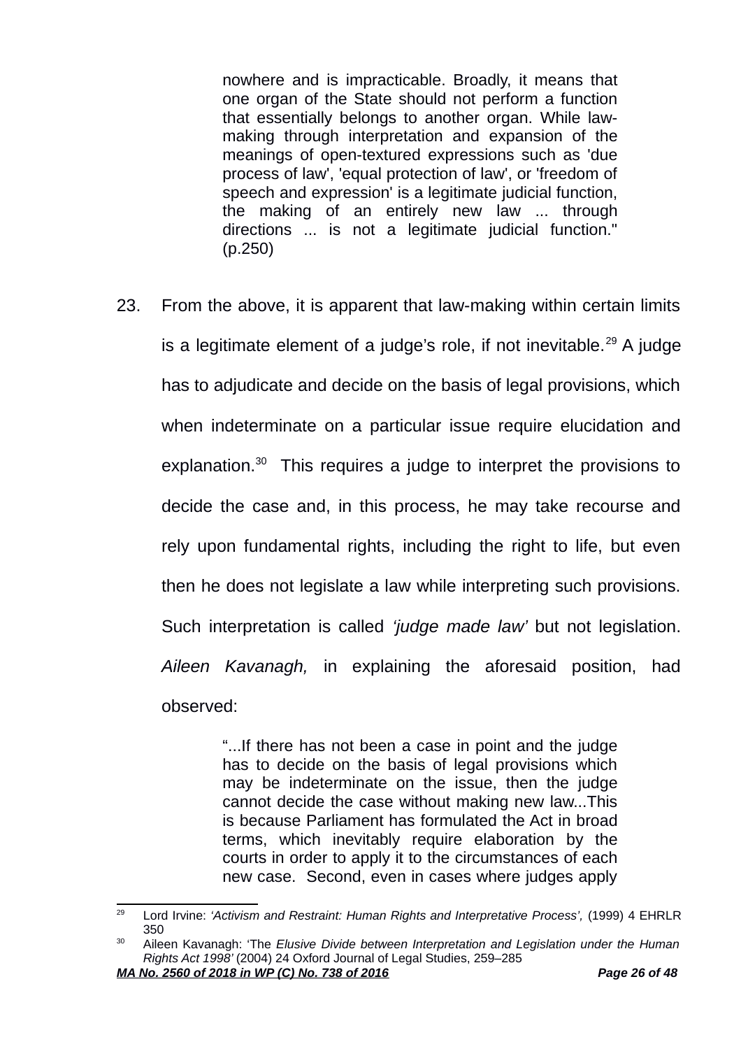> nowhere and is impracticable. Broadly, it means that one organ of the State should not perform a function that essentially belongs to another organ. While law-making through interpretation and expansion of the meanings of open-textured expressions such as 'due process of law', 'equal protection of law', or 'freedom of speech and expression' is a legitimate judicial function, the making of an entirely new law ... through directions ... is not a legitimate judicial function." (p.250)

23. From the above, it is apparent that law-making within certain limits is a legitimate element of a judge's role, if not inevitable.[29] A judge has to adjudicate and decide on the basis of legal provisions, which when indeterminate on a particular issue require elucidation and explanation.[30] This requires a judge to interpret the provisions to decide the case and, in this process, he may take recourse and rely upon fundamental rights, including the right to life, but even then he does not legislate a law while interpreting such provisions. Such interpretation is called *'judge made law'* but not legislation. *Aileen Kavanagh,* in explaining the aforesaid position, had observed:

> "...If there has not been a case in point and the judge has to decide on the basis of legal provisions which may be indeterminate on the issue, then the judge cannot decide the case without making new law...This is because Parliament has formulated the Act in broad terms, which inevitably require elaboration by the courts in order to apply it to the circumstances of each new case. Second, even in cases where judges apply

---

[29] Lord Irvine: *'Activism and Restraint: Human Rights and Interpretative Process',* (1999) 4 EHRLR 350

[30] Aileen Kavanagh: 'The *Elusive Divide between Interpretation and Legislation under the Human Rights Act 1998'* (2004) 24 Oxford Journal of Legal Studies, 259–285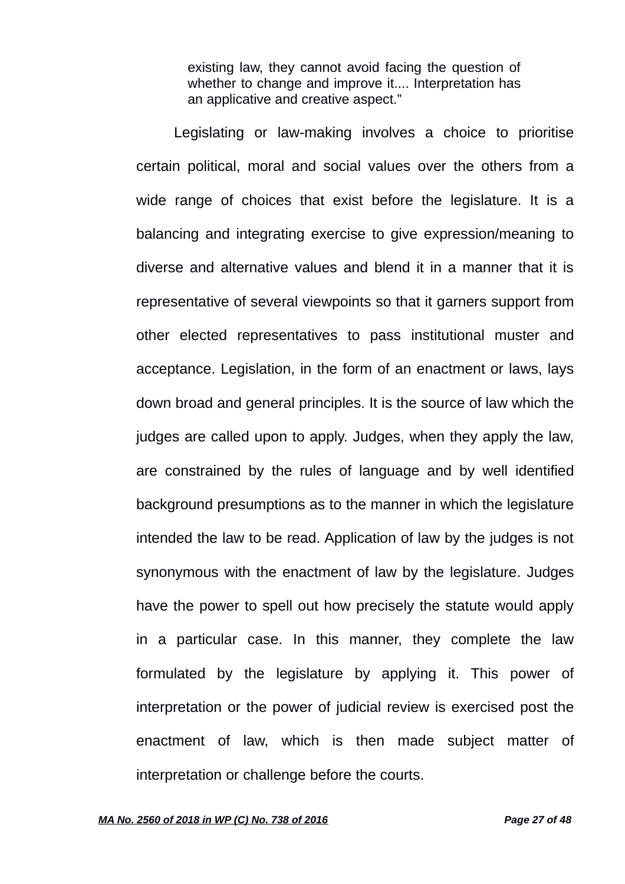> existing law, they cannot avoid facing the question of whether to change and improve it.... Interpretation has an applicative and creative aspect."

Legislating or law-making involves a choice to prioritise certain political, moral and social values over the others from a wide range of choices that exist before the legislature. It is a balancing and integrating exercise to give expression/meaning to diverse and alternative values and blend it in a manner that it is representative of several viewpoints so that it garners support from other elected representatives to pass institutional muster and acceptance. Legislation, in the form of an enactment or laws, lays down broad and general principles. It is the source of law which the judges are called upon to apply. Judges, when they apply the law, are constrained by the rules of language and by well identified background presumptions as to the manner in which the legislature intended the law to be read. Application of law by the judges is not synonymous with the enactment of law by the legislature. Judges have the power to spell out how precisely the statute would apply in a particular case. In this manner, they complete the law formulated by the legislature by applying it. This power of interpretation or the power of judicial review is exercised post the enactment of law, which is then made subject matter of interpretation or challenge before the courts.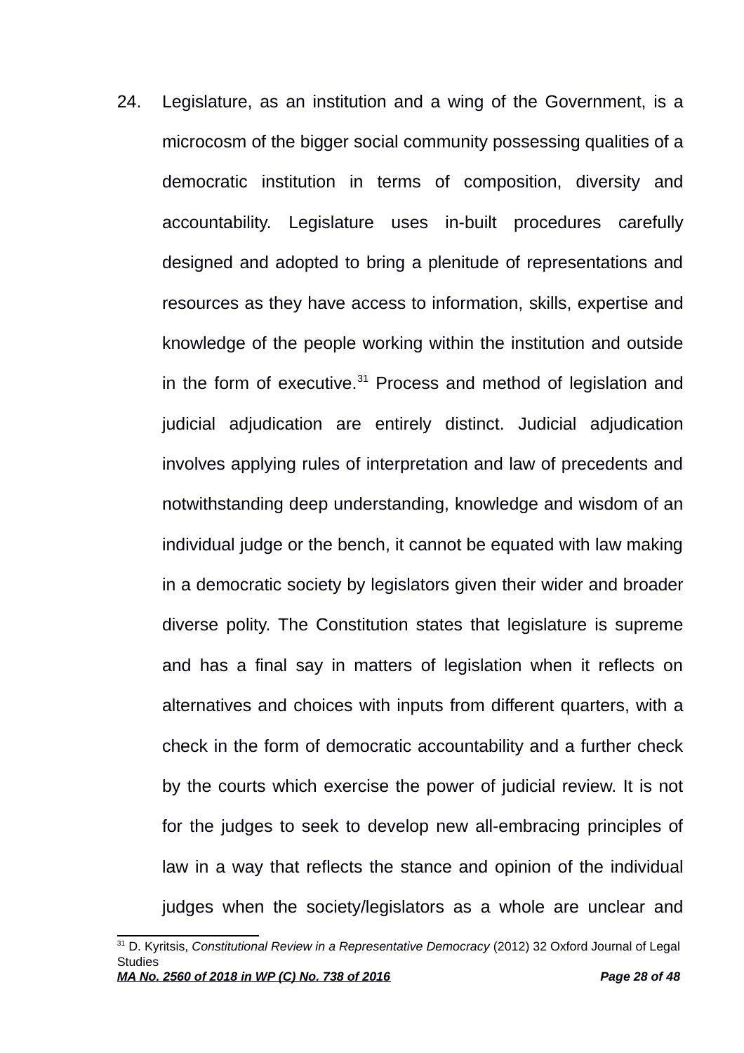24. Legislature, as an institution and a wing of the Government, is a microcosm of the bigger social community possessing qualities of a democratic institution in terms of composition, diversity and accountability. Legislature uses in-built procedures carefully designed and adopted to bring a plenitude of representations and resources as they have access to information, skills, expertise and knowledge of the people working within the institution and outside in the form of executive.[31] Process and method of legislation and judicial adjudication are entirely distinct. Judicial adjudication involves applying rules of interpretation and law of precedents and notwithstanding deep understanding, knowledge and wisdom of an individual judge or the bench, it cannot be equated with law making in a democratic society by legislators given their wider and broader diverse polity. The Constitution states that legislature is supreme and has a final say in matters of legislation when it reflects on alternatives and choices with inputs from different quarters, with a check in the form of democratic accountability and a further check by the courts which exercise the power of judicial review. It is not for the judges to seek to develop new all-embracing principles of law in a way that reflects the stance and opinion of the individual judges when the society/legislators as a whole are unclear and

---

[31] D. Kyritsis, *Constitutional Review in a Representative Democracy* (2012) 32 Oxford Journal of Legal Studies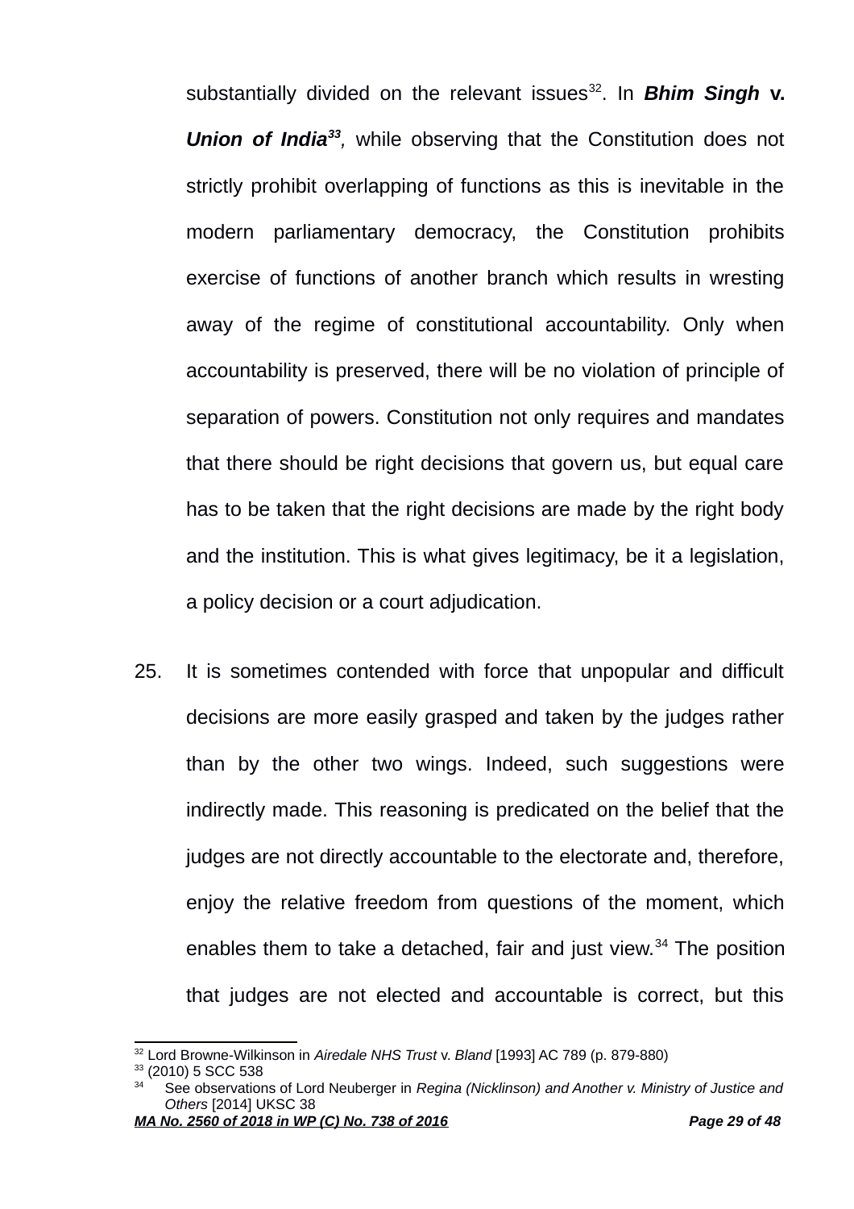substantially divided on the relevant issues[32]. In ***Bhim Singh*** **v.** ***Union of India***[33]*,* while observing that the Constitution does not strictly prohibit overlapping of functions as this is inevitable in the modern parliamentary democracy, the Constitution prohibits exercise of functions of another branch which results in wresting away of the regime of constitutional accountability. Only when accountability is preserved, there will be no violation of principle of separation of powers. Constitution not only requires and mandates that there should be right decisions that govern us, but equal care has to be taken that the right decisions are made by the right body and the institution. This is what gives legitimacy, be it a legislation, a policy decision or a court adjudication.

25. It is sometimes contended with force that unpopular and difficult decisions are more easily grasped and taken by the judges rather than by the other two wings. Indeed, such suggestions were indirectly made. This reasoning is predicated on the belief that the judges are not directly accountable to the electorate and, therefore, enjoy the relative freedom from questions of the moment, which enables them to take a detached, fair and just view.[34] The position that judges are not elected and accountable is correct, but this

---

[32] Lord Browne-Wilkinson in *Airedale NHS Trust* v. *Bland* [1993] AC 789 (p. 879-880)

[33] (2010) 5 SCC 538

[34] See observations of Lord Neuberger in *Regina (Nicklinson) and Another v. Ministry of Justice and Others* [2014] UKSC 38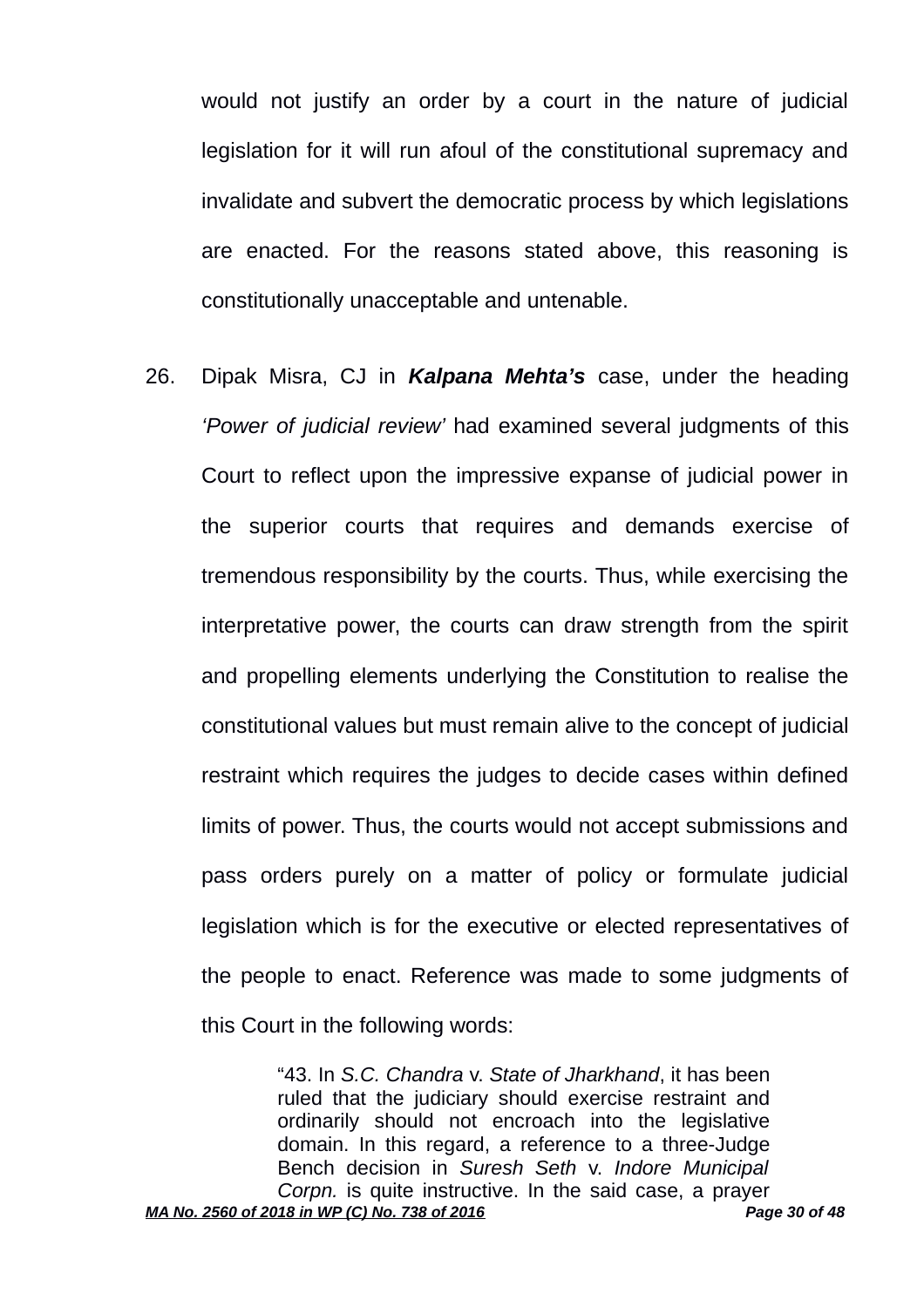would not justify an order by a court in the nature of judicial legislation for it will run afoul of the constitutional supremacy and invalidate and subvert the democratic process by which legislations are enacted. For the reasons stated above, this reasoning is constitutionally unacceptable and untenable.

26. Dipak Misra, CJ in ***Kalpana Mehta's*** case, under the heading *'Power of judicial review'* had examined several judgments of this Court to reflect upon the impressive expanse of judicial power in the superior courts that requires and demands exercise of tremendous responsibility by the courts. Thus, while exercising the interpretative power, the courts can draw strength from the spirit and propelling elements underlying the Constitution to realise the constitutional values but must remain alive to the concept of judicial restraint which requires the judges to decide cases within defined limits of power. Thus, the courts would not accept submissions and pass orders purely on a matter of policy or formulate judicial legislation which is for the executive or elected representatives of the people to enact. Reference was made to some judgments of this Court in the following words:

> "43. In *S.C. Chandra* v. *State of Jharkhand*, it has been ruled that the judiciary should exercise restraint and ordinarily should not encroach into the legislative domain. In this regard, a reference to a three-Judge Bench decision in *Suresh Seth* v. *Indore Municipal Corpn.* is quite instructive. In the said case, a prayer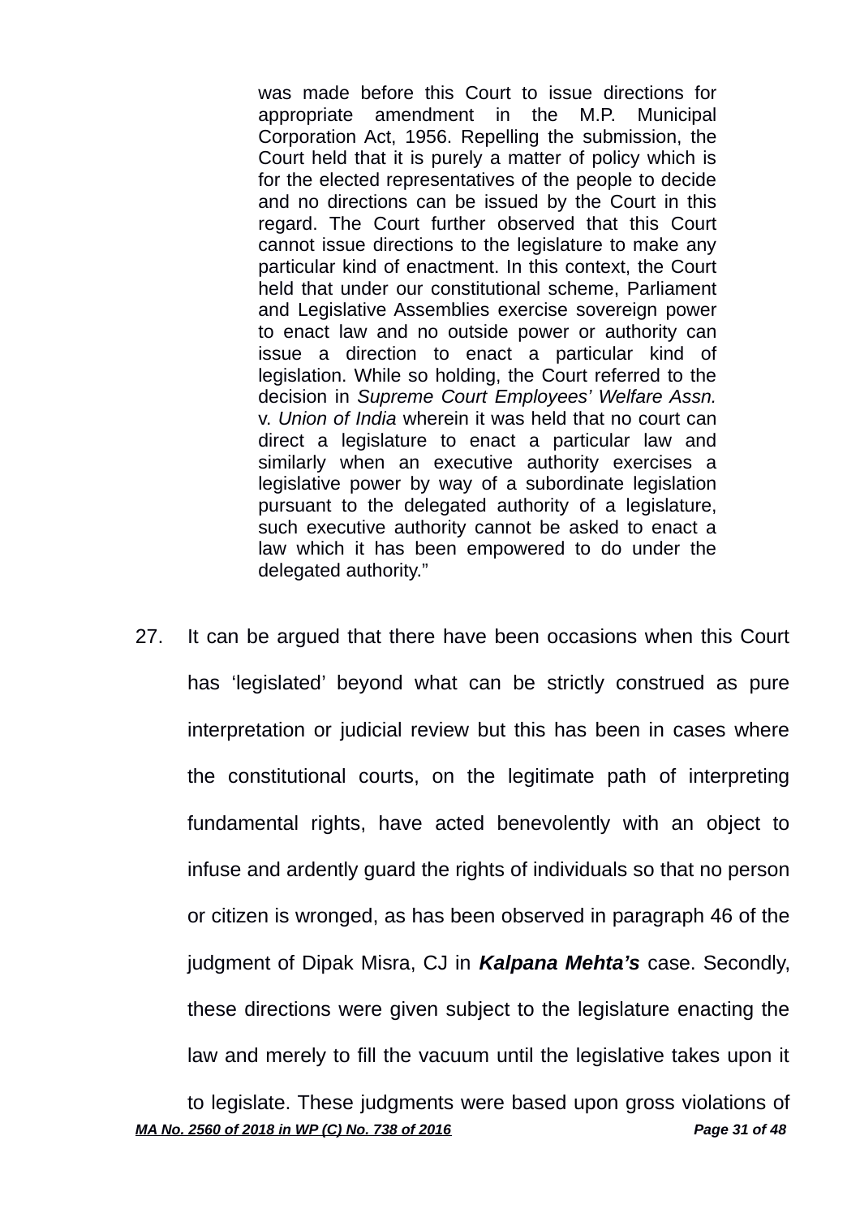> was made before this Court to issue directions for appropriate amendment in the M.P. Municipal Corporation Act, 1956. Repelling the submission, the Court held that it is purely a matter of policy which is for the elected representatives of the people to decide and no directions can be issued by the Court in this regard. The Court further observed that this Court cannot issue directions to the legislature to make any particular kind of enactment. In this context, the Court held that under our constitutional scheme, Parliament and Legislative Assemblies exercise sovereign power to enact law and no outside power or authority can issue a direction to enact a particular kind of legislation. While so holding, the Court referred to the decision in *Supreme Court Employees' Welfare Assn.* v. *Union of India* wherein it was held that no court can direct a legislature to enact a particular law and similarly when an executive authority exercises a legislative power by way of a subordinate legislation pursuant to the delegated authority of a legislature, such executive authority cannot be asked to enact a law which it has been empowered to do under the delegated authority."

27. It can be argued that there have been occasions when this Court has 'legislated' beyond what can be strictly construed as pure interpretation or judicial review but this has been in cases where the constitutional courts, on the legitimate path of interpreting fundamental rights, have acted benevolently with an object to infuse and ardently guard the rights of individuals so that no person or citizen is wronged, as has been observed in paragraph 46 of the judgment of Dipak Misra, CJ in ***Kalpana Mehta's*** case. Secondly, these directions were given subject to the legislature enacting the law and merely to fill the vacuum until the legislative takes upon it to legislate. These judgments were based upon gross violations of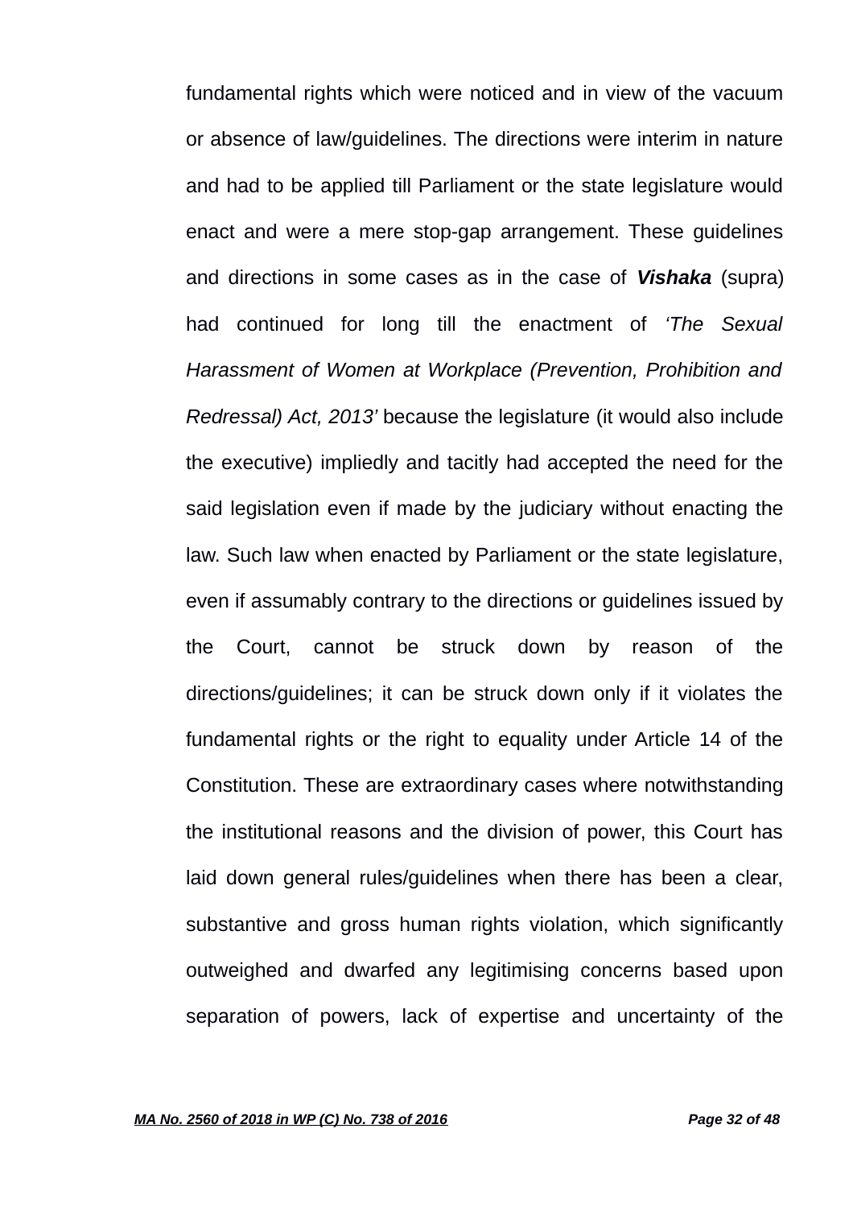fundamental rights which were noticed and in view of the vacuum or absence of law/guidelines. The directions were interim in nature and had to be applied till Parliament or the state legislature would enact and were a mere stop-gap arrangement. These guidelines and directions in some cases as in the case of ***Vishaka*** (supra) had continued for long till the enactment of *'The Sexual Harassment of Women at Workplace (Prevention, Prohibition and Redressal) Act, 2013'* because the legislature (it would also include the executive) impliedly and tacitly had accepted the need for the said legislation even if made by the judiciary without enacting the law. Such law when enacted by Parliament or the state legislature, even if assumably contrary to the directions or guidelines issued by the Court, cannot be struck down by reason of the directions/guidelines; it can be struck down only if it violates the fundamental rights or the right to equality under Article 14 of the Constitution. These are extraordinary cases where notwithstanding the institutional reasons and the division of power, this Court has laid down general rules/guidelines when there has been a clear, substantive and gross human rights violation, which significantly outweighed and dwarfed any legitimising concerns based upon separation of powers, lack of expertise and uncertainty of the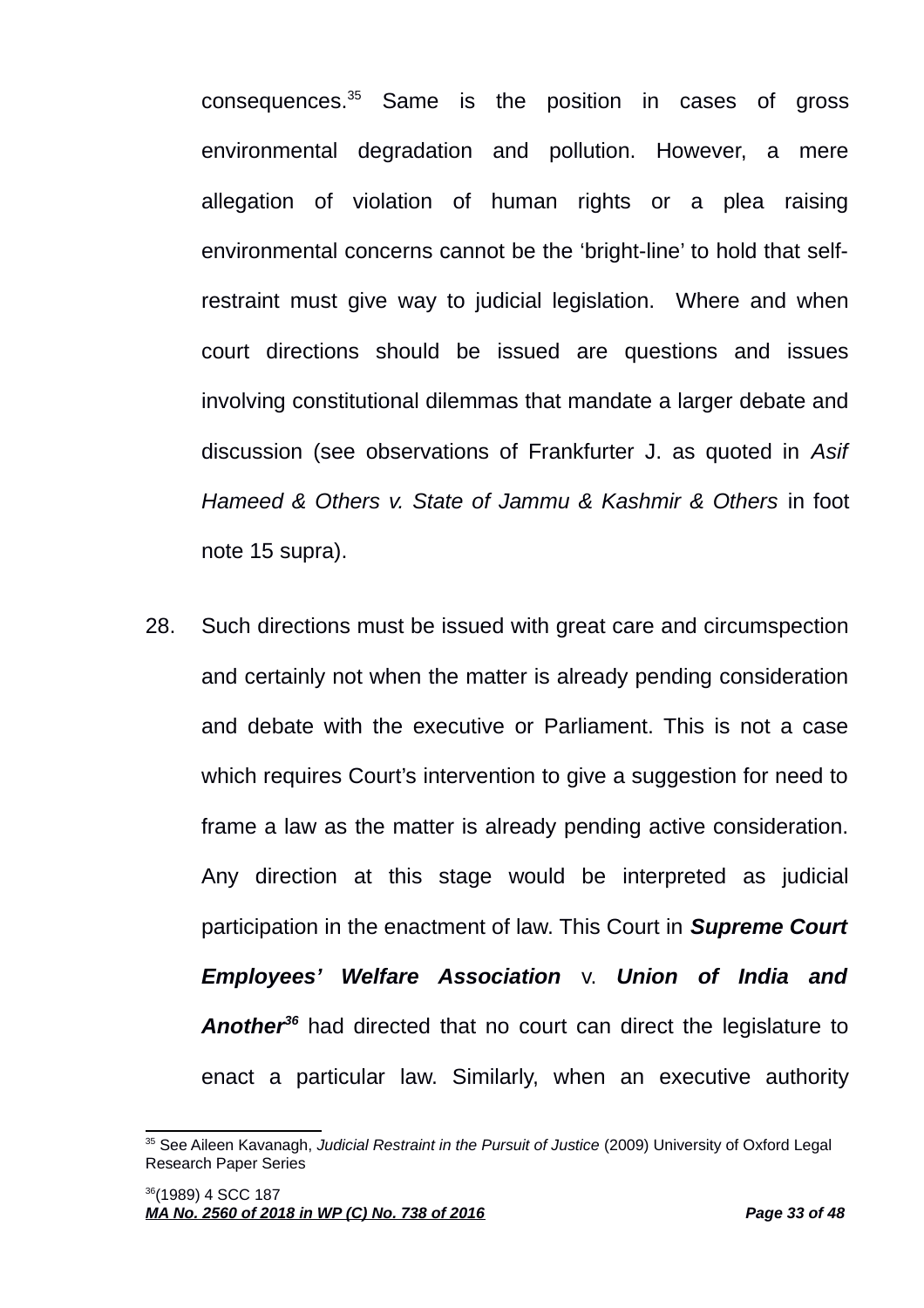consequences.[35] Same is the position in cases of gross environmental degradation and pollution. However, a mere allegation of violation of human rights or a plea raising environmental concerns cannot be the 'bright-line' to hold that self-restraint must give way to judicial legislation. Where and when court directions should be issued are questions and issues involving constitutional dilemmas that mandate a larger debate and discussion (see observations of Frankfurter J. as quoted in *Asif Hameed & Others v. State of Jammu & Kashmir & Others* in foot note 15 supra).

28. Such directions must be issued with great care and circumspection and certainly not when the matter is already pending consideration and debate with the executive or Parliament. This is not a case which requires Court's intervention to give a suggestion for need to frame a law as the matter is already pending active consideration. Any direction at this stage would be interpreted as judicial participation in the enactment of law. This Court in ***Supreme Court Employees' Welfare Association*** v. ***Union of India and Another***[36] had directed that no court can direct the legislature to enact a particular law. Similarly, when an executive authority

---

[35] See Aileen Kavanagh, *Judicial Restraint in the Pursuit of Justice* (2009) University of Oxford Legal Research Paper Series

[36] (1989) 4 SCC 187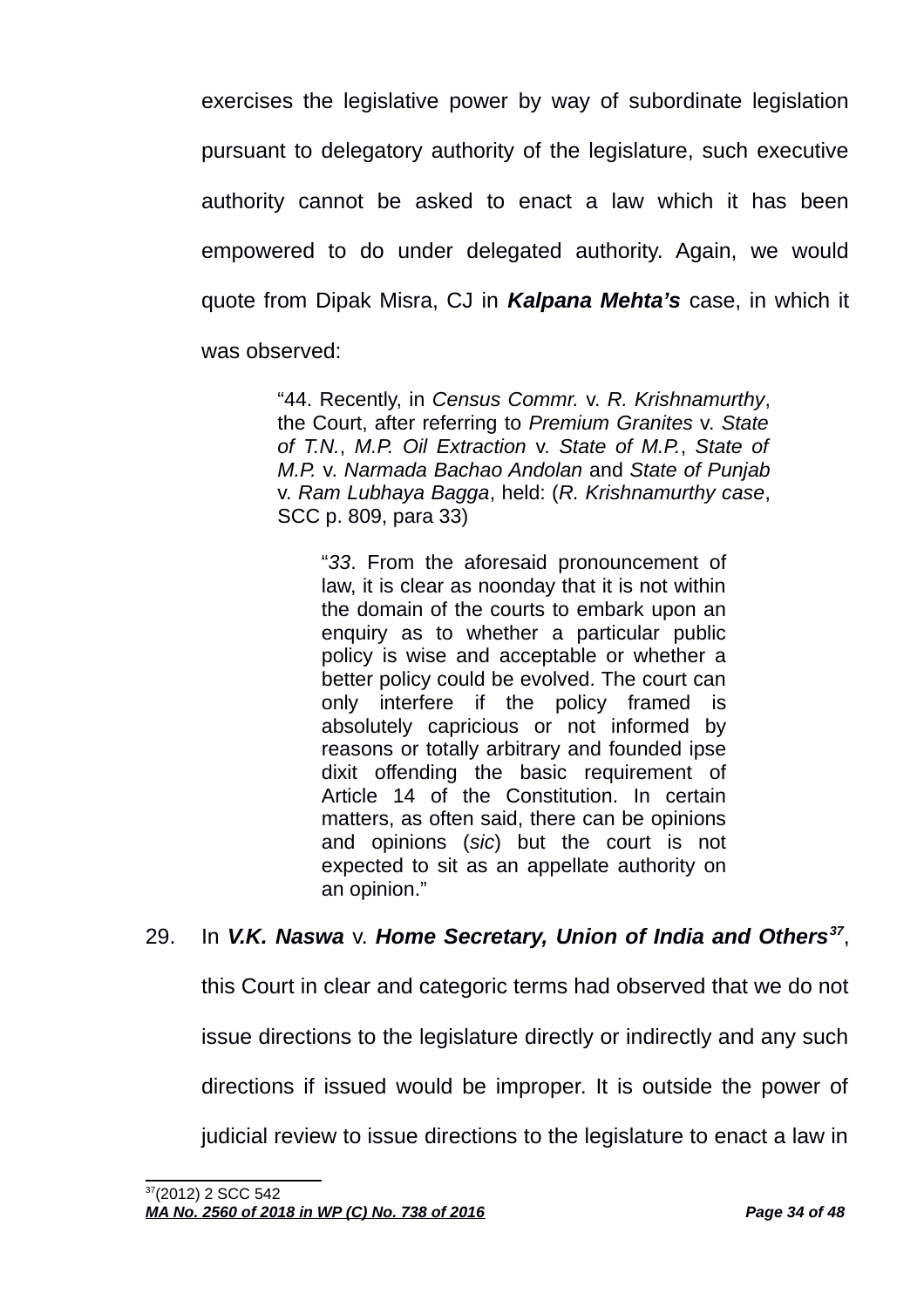exercises the legislative power by way of subordinate legislation pursuant to delegatory authority of the legislature, such executive authority cannot be asked to enact a law which it has been empowered to do under delegated authority. Again, we would quote from Dipak Misra, CJ in ***Kalpana Mehta's*** case, in which it was observed:

> "44. Recently, in *Census Commr.* v. *R. Krishnamurthy*, the Court, after referring to *Premium Granites* v. *State of T.N.*, *M.P. Oil Extraction* v. *State of M.P.*, *State of M.P.* v. *Narmada Bachao Andolan* and *State of Punjab* v. *Ram Lubhaya Bagga*, held: (*R. Krishnamurthy case*, SCC p. 809, para 33)
>
> > "*33*. From the aforesaid pronouncement of law, it is clear as noonday that it is not within the domain of the courts to embark upon an enquiry as to whether a particular public policy is wise and acceptable or whether a better policy could be evolved. The court can only interfere if the policy framed is absolutely capricious or not informed by reasons or totally arbitrary and founded ipse dixit offending the basic requirement of Article 14 of the Constitution. In certain matters, as often said, there can be opinions and opinions (*sic*) but the court is not expected to sit as an appellate authority on an opinion."

29. In ***V.K. Naswa*** v. ***Home Secretary, Union of India and Others***[37], this Court in clear and categoric terms had observed that we do not issue directions to the legislature directly or indirectly and any such directions if issued would be improper. It is outside the power of judicial review to issue directions to the legislature to enact a law in

---

[37](2012) 2 SCC 542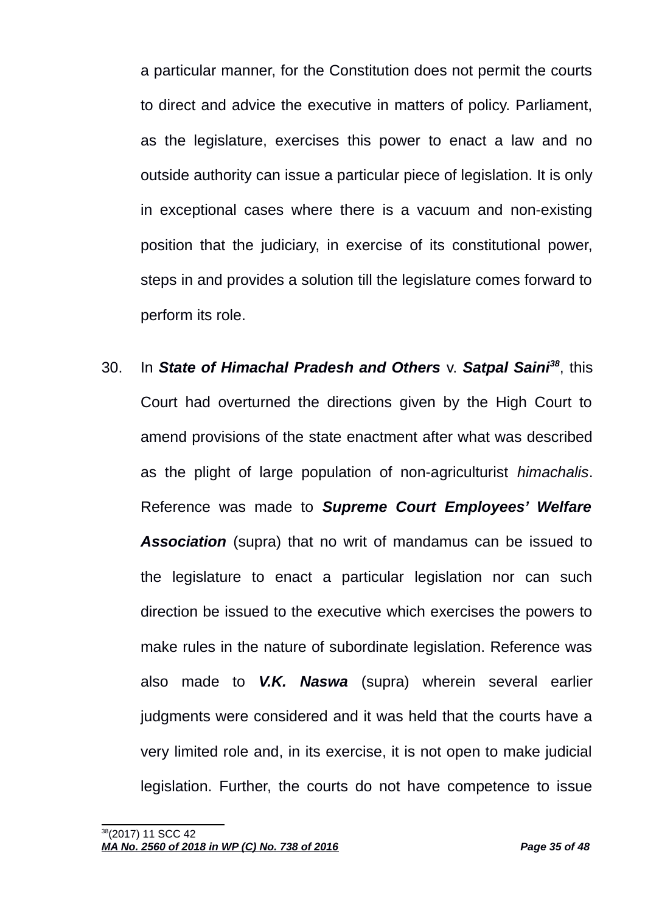a particular manner, for the Constitution does not permit the courts to direct and advice the executive in matters of policy. Parliament, as the legislature, exercises this power to enact a law and no outside authority can issue a particular piece of legislation. It is only in exceptional cases where there is a vacuum and non-existing position that the judiciary, in exercise of its constitutional power, steps in and provides a solution till the legislature comes forward to perform its role.

30. In ***State of Himachal Pradesh and Others*** v. ***Satpal Saini***[38], this Court had overturned the directions given by the High Court to amend provisions of the state enactment after what was described as the plight of large population of non-agriculturist *himachalis*. Reference was made to ***Supreme Court Employees' Welfare Association*** (supra) that no writ of mandamus can be issued to the legislature to enact a particular legislation nor can such direction be issued to the executive which exercises the powers to make rules in the nature of subordinate legislation. Reference was also made to ***V.K. Naswa*** (supra) wherein several earlier judgments were considered and it was held that the courts have a very limited role and, in its exercise, it is not open to make judicial legislation. Further, the courts do not have competence to issue

[38] (2017) 11 SCC 42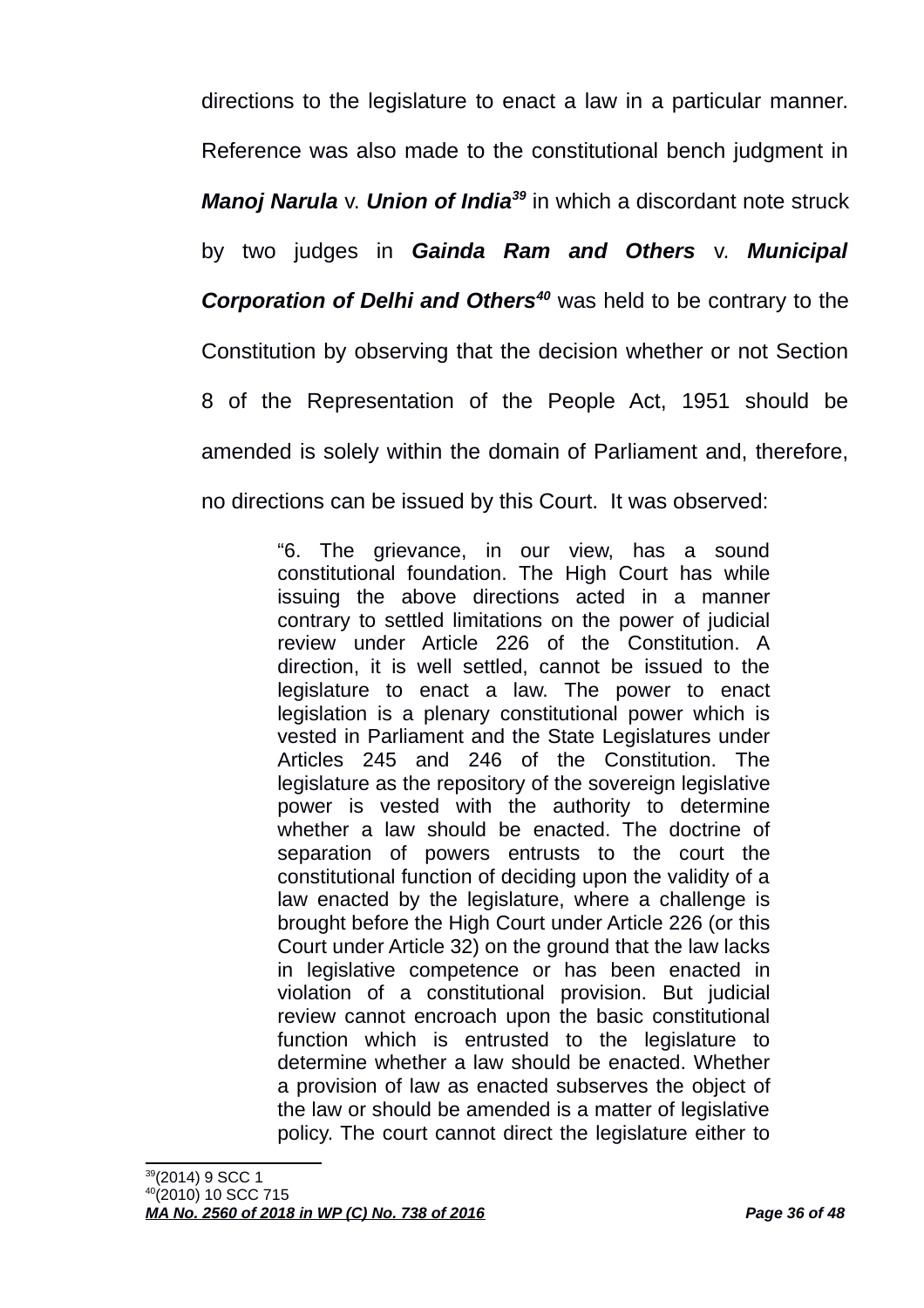directions to the legislature to enact a law in a particular manner. Reference was also made to the constitutional bench judgment in ***Manoj Narula*** v. ***Union of India***[39] in which a discordant note struck by two judges in ***Gainda Ram and Others*** v. ***Municipal Corporation of Delhi and Others***[40] was held to be contrary to the Constitution by observing that the decision whether or not Section 8 of the Representation of the People Act, 1951 should be amended is solely within the domain of Parliament and, therefore, no directions can be issued by this Court. It was observed:

> "6. The grievance, in our view, has a sound constitutional foundation. The High Court has while issuing the above directions acted in a manner contrary to settled limitations on the power of judicial review under Article 226 of the Constitution. A direction, it is well settled, cannot be issued to the legislature to enact a law. The power to enact legislation is a plenary constitutional power which is vested in Parliament and the State Legislatures under Articles 245 and 246 of the Constitution. The legislature as the repository of the sovereign legislative power is vested with the authority to determine whether a law should be enacted. The doctrine of separation of powers entrusts to the court the constitutional function of deciding upon the validity of a law enacted by the legislature, where a challenge is brought before the High Court under Article 226 (or this Court under Article 32) on the ground that the law lacks in legislative competence or has been enacted in violation of a constitutional provision. But judicial review cannot encroach upon the basic constitutional function which is entrusted to the legislature to determine whether a law should be enacted. Whether a provision of law as enacted subserves the object of the law or should be amended is a matter of legislative policy. The court cannot direct the legislature either to

---

[39] (2014) 9 SCC 1

[40] (2010) 10 SCC 715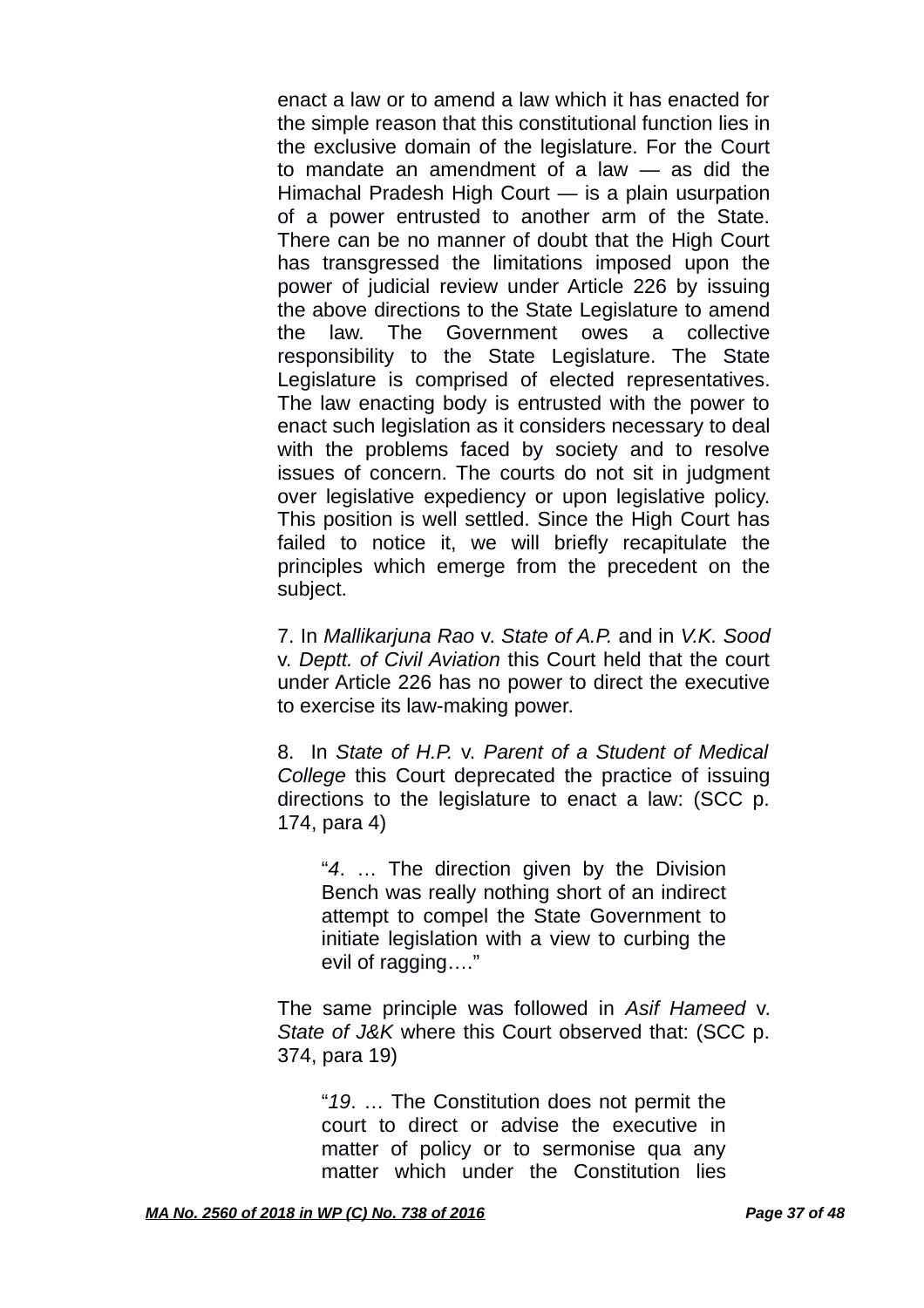enact a law or to amend a law which it has enacted for the simple reason that this constitutional function lies in the exclusive domain of the legislature. For the Court to mandate an amendment of a law — as did the Himachal Pradesh High Court — is a plain usurpation of a power entrusted to another arm of the State. There can be no manner of doubt that the High Court has transgressed the limitations imposed upon the power of judicial review under Article 226 by issuing the above directions to the State Legislature to amend the law. The Government owes a collective responsibility to the State Legislature. The State Legislature is comprised of elected representatives. The law enacting body is entrusted with the power to enact such legislation as it considers necessary to deal with the problems faced by society and to resolve issues of concern. The courts do not sit in judgment over legislative expediency or upon legislative policy. This position is well settled. Since the High Court has failed to notice it, we will briefly recapitulate the principles which emerge from the precedent on the subject.

7. In *Mallikarjuna Rao* v. *State of A.P.* and in *V.K. Sood* v. *Deptt. of Civil Aviation* this Court held that the court under Article 226 has no power to direct the executive to exercise its law-making power.

8. In *State of H.P.* v. *Parent of a Student of Medical College* this Court deprecated the practice of issuing directions to the legislature to enact a law: (SCC p. 174, para 4)

> "*4*. … The direction given by the Division Bench was really nothing short of an indirect attempt to compel the State Government to initiate legislation with a view to curbing the evil of ragging…."

The same principle was followed in *Asif Hameed* v. *State of J&K* where this Court observed that: (SCC p. 374, para 19)

> "*19*. … The Constitution does not permit the court to direct or advise the executive in matter of policy or to sermonise qua any matter which under the Constitution lies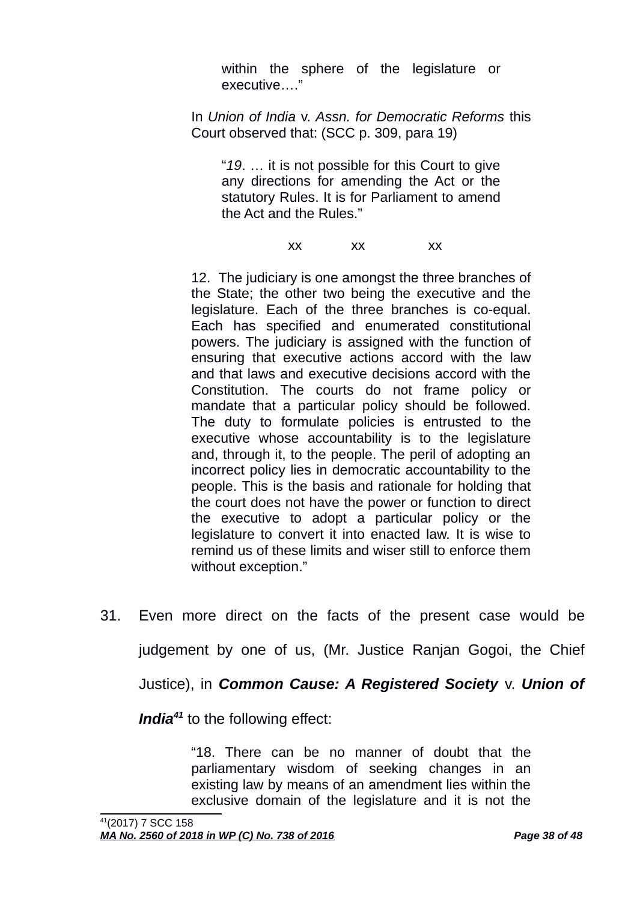> > within the sphere of the legislature or executive….”
>
> In *Union of India* v. *Assn. for Democratic Reforms* this Court observed that: (SCC p. 309, para 19)
>
> > “*19*. … it is not possible for this Court to give any directions for amending the Act or the statutory Rules. It is for Parliament to amend the Act and the Rules.”
>
> xx xx xx
>
> 12. The judiciary is one amongst the three branches of the State; the other two being the executive and the legislature. Each of the three branches is co-equal. Each has specified and enumerated constitutional powers. The judiciary is assigned with the function of ensuring that executive actions accord with the law and that laws and executive decisions accord with the Constitution. The courts do not frame policy or mandate that a particular policy should be followed. The duty to formulate policies is entrusted to the executive whose accountability is to the legislature and, through it, to the people. The peril of adopting an incorrect policy lies in democratic accountability to the people. This is the basis and rationale for holding that the court does not have the power or function to direct the executive to adopt a particular policy or the legislature to convert it into enacted law. It is wise to remind us of these limits and wiser still to enforce them without exception.”

31. Even more direct on the facts of the present case would be judgement by one of us, (Mr. Justice Ranjan Gogoi, the Chief Justice), in ***Common Cause: A Registered Society*** v. ***Union of India***[41] to the following effect:

> “18. There can be no manner of doubt that the parliamentary wisdom of seeking changes in an existing law by means of an amendment lies within the exclusive domain of the legislature and it is not the

[41] (2017) 7 SCC 158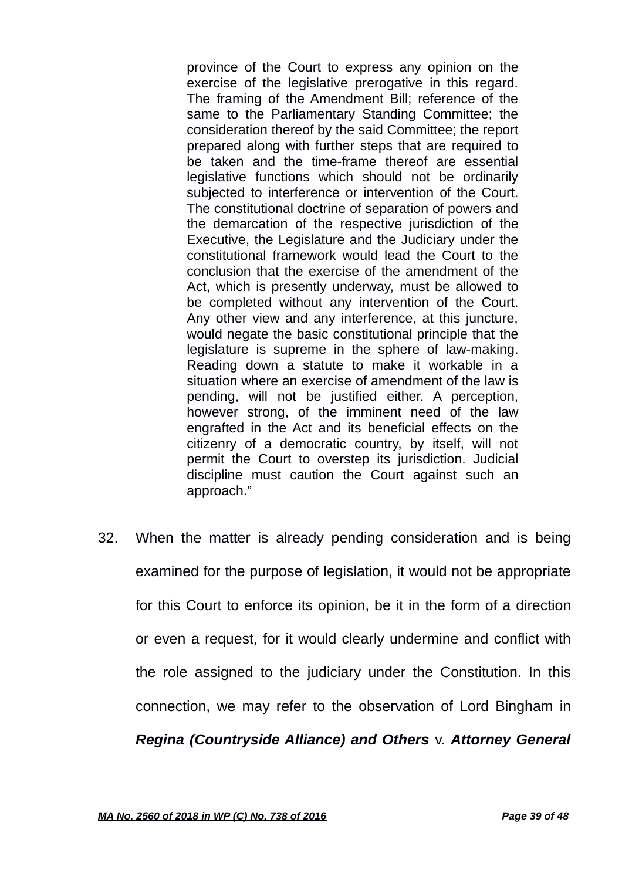> province of the Court to express any opinion on the exercise of the legislative prerogative in this regard. The framing of the Amendment Bill; reference of the same to the Parliamentary Standing Committee; the consideration thereof by the said Committee; the report prepared along with further steps that are required to be taken and the time-frame thereof are essential legislative functions which should not be ordinarily subjected to interference or intervention of the Court. The constitutional doctrine of separation of powers and the demarcation of the respective jurisdiction of the Executive, the Legislature and the Judiciary under the constitutional framework would lead the Court to the conclusion that the exercise of the amendment of the Act, which is presently underway, must be allowed to be completed without any intervention of the Court. Any other view and any interference, at this juncture, would negate the basic constitutional principle that the legislature is supreme in the sphere of law-making. Reading down a statute to make it workable in a situation where an exercise of amendment of the law is pending, will not be justified either. A perception, however strong, of the imminent need of the law engrafted in the Act and its beneficial effects on the citizenry of a democratic country, by itself, will not permit the Court to overstep its jurisdiction. Judicial discipline must caution the Court against such an approach."

32. When the matter is already pending consideration and is being examined for the purpose of legislation, it would not be appropriate for this Court to enforce its opinion, be it in the form of a direction or even a request, for it would clearly undermine and conflict with the role assigned to the judiciary under the Constitution. In this connection, we may refer to the observation of Lord Bingham in ***Regina (Countryside Alliance) and Others*** v. ***Attorney General***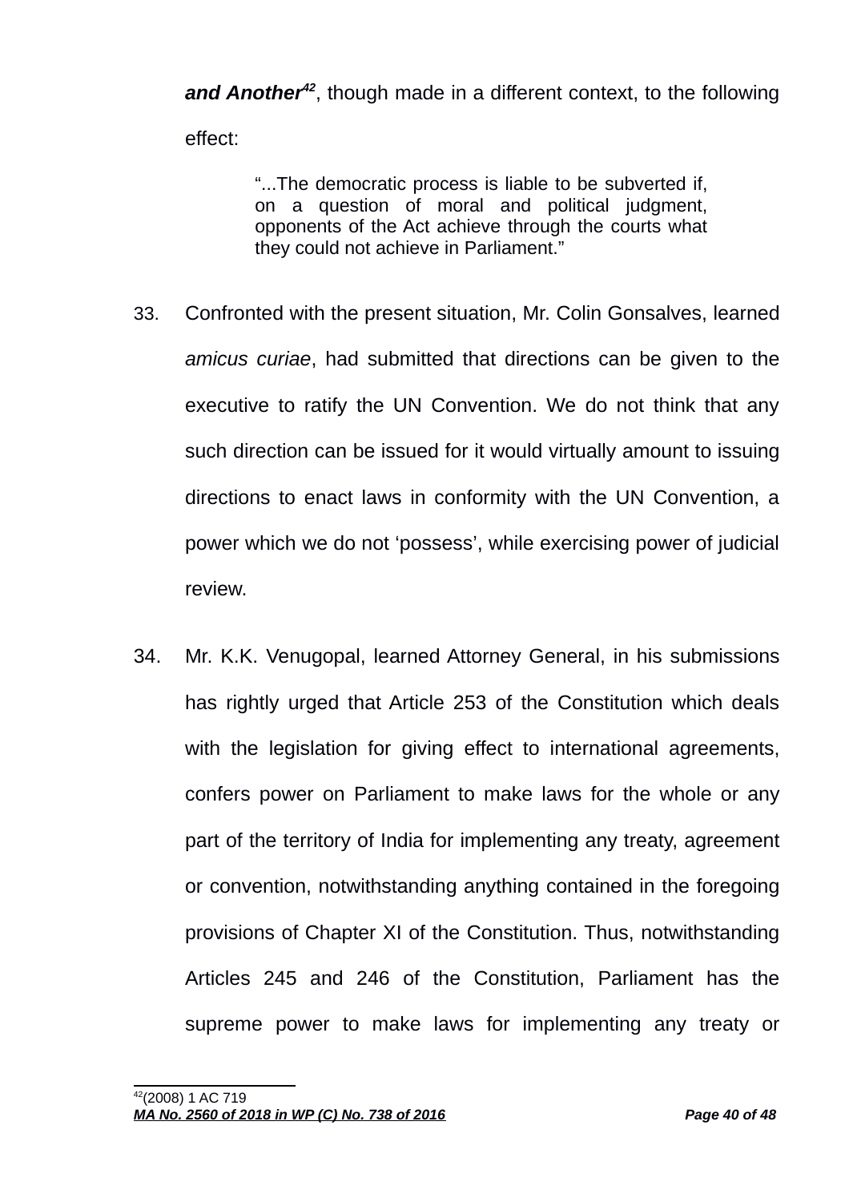***and Another***[42], though made in a different context, to the following effect:

> "...The democratic process is liable to be subverted if, on a question of moral and political judgment, opponents of the Act achieve through the courts what they could not achieve in Parliament."

33. Confronted with the present situation, Mr. Colin Gonsalves, learned *amicus curiae*, had submitted that directions can be given to the executive to ratify the UN Convention. We do not think that any such direction can be issued for it would virtually amount to issuing directions to enact laws in conformity with the UN Convention, a power which we do not 'possess', while exercising power of judicial review.

34. Mr. K.K. Venugopal, learned Attorney General, in his submissions has rightly urged that Article 253 of the Constitution which deals with the legislation for giving effect to international agreements, confers power on Parliament to make laws for the whole or any part of the territory of India for implementing any treaty, agreement or convention, notwithstanding anything contained in the foregoing provisions of Chapter XI of the Constitution. Thus, notwithstanding Articles 245 and 246 of the Constitution, Parliament has the supreme power to make laws for implementing any treaty or

---

[42] (2008) 1 AC 719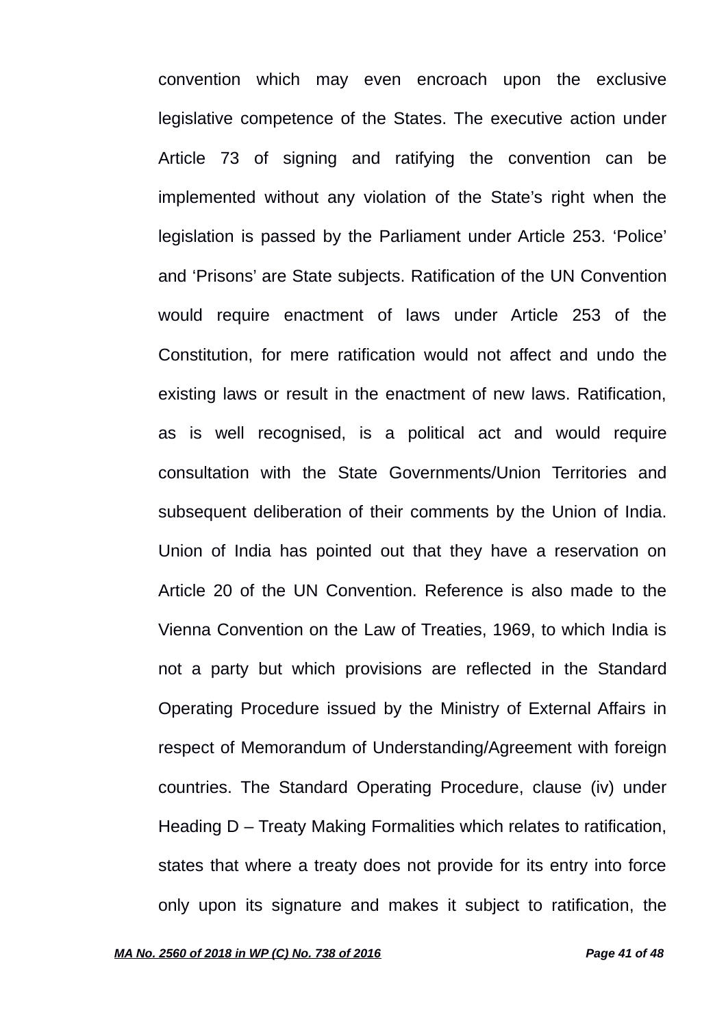convention which may even encroach upon the exclusive legislative competence of the States. The executive action under Article 73 of signing and ratifying the convention can be implemented without any violation of the State's right when the legislation is passed by the Parliament under Article 253. 'Police' and 'Prisons' are State subjects. Ratification of the UN Convention would require enactment of laws under Article 253 of the Constitution, for mere ratification would not affect and undo the existing laws or result in the enactment of new laws. Ratification, as is well recognised, is a political act and would require consultation with the State Governments/Union Territories and subsequent deliberation of their comments by the Union of India. Union of India has pointed out that they have a reservation on Article 20 of the UN Convention. Reference is also made to the Vienna Convention on the Law of Treaties, 1969, to which India is not a party but which provisions are reflected in the Standard Operating Procedure issued by the Ministry of External Affairs in respect of Memorandum of Understanding/Agreement with foreign countries. The Standard Operating Procedure, clause (iv) under Heading D – Treaty Making Formalities which relates to ratification, states that where a treaty does not provide for its entry into force only upon its signature and makes it subject to ratification, the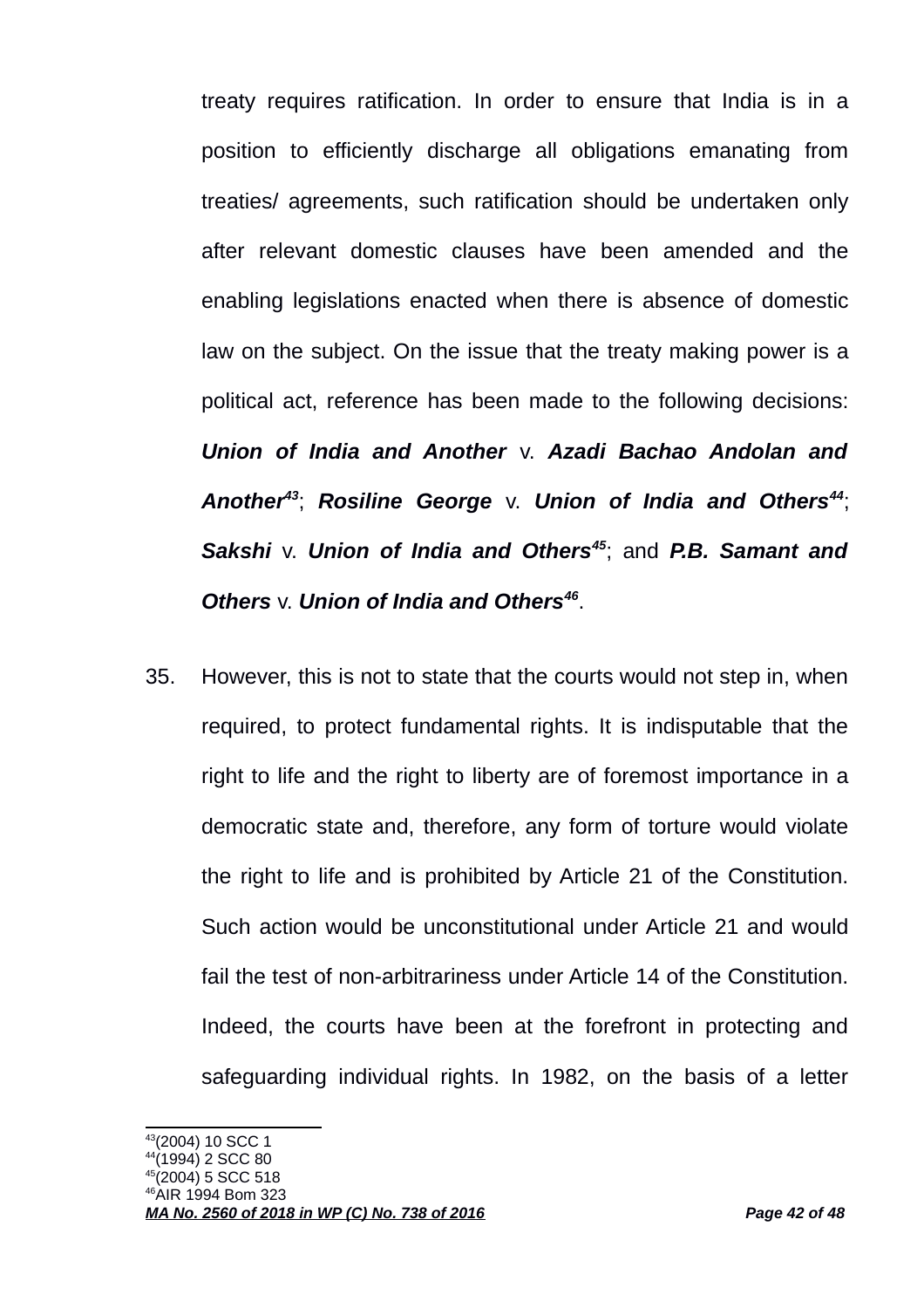treaty requires ratification. In order to ensure that India is in a position to efficiently discharge all obligations emanating from treaties/ agreements, such ratification should be undertaken only after relevant domestic clauses have been amended and the enabling legislations enacted when there is absence of domestic law on the subject. On the issue that the treaty making power is a political act, reference has been made to the following decisions: ***Union of India and Another*** v. ***Azadi Bachao Andolan and Another***[43]; ***Rosiline George*** v. ***Union of India and Others***[44]; ***Sakshi*** v. ***Union of India and Others***[45]; and ***P.B. Samant and Others*** v. ***Union of India and Others***[46].

35. However, this is not to state that the courts would not step in, when required, to protect fundamental rights. It is indisputable that the right to life and the right to liberty are of foremost importance in a democratic state and, therefore, any form of torture would violate the right to life and is prohibited by Article 21 of the Constitution. Such action would be unconstitutional under Article 21 and would fail the test of non-arbitrariness under Article 14 of the Constitution. Indeed, the courts have been at the forefront in protecting and safeguarding individual rights. In 1982, on the basis of a letter

---

[43] (2004) 10 SCC 1
[44] (1994) 2 SCC 80
[45] (2004) 5 SCC 518
[46] AIR 1994 Bom 323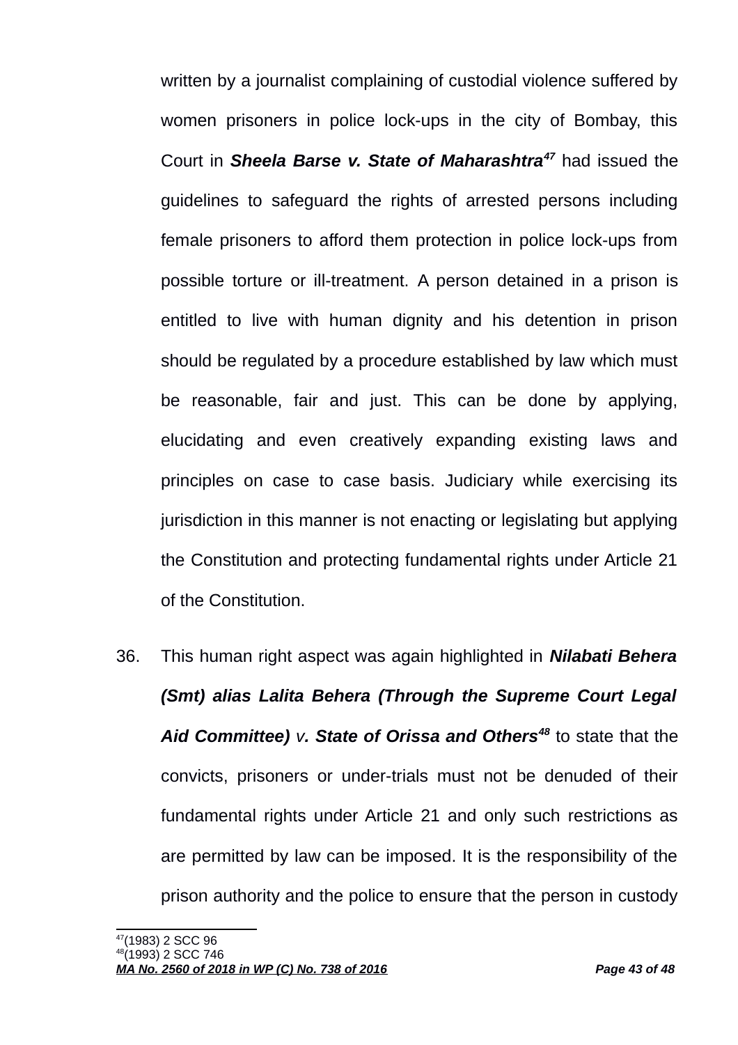written by a journalist complaining of custodial violence suffered by women prisoners in police lock-ups in the city of Bombay, this Court in ***Sheela Barse v. State of Maharashtra***[47] had issued the guidelines to safeguard the rights of arrested persons including female prisoners to afford them protection in police lock-ups from possible torture or ill-treatment. A person detained in a prison is entitled to live with human dignity and his detention in prison should be regulated by a procedure established by law which must be reasonable, fair and just. This can be done by applying, elucidating and even creatively expanding existing laws and principles on case to case basis. Judiciary while exercising its jurisdiction in this manner is not enacting or legislating but applying the Constitution and protecting fundamental rights under Article 21 of the Constitution.

36. This human right aspect was again highlighted in ***Nilabati Behera (Smt) alias Lalita Behera (Through the Supreme Court Legal Aid Committee)*** *v.* ***State of Orissa and Others***[48] to state that the convicts, prisoners or under-trials must not be denuded of their fundamental rights under Article 21 and only such restrictions as are permitted by law can be imposed. It is the responsibility of the prison authority and the police to ensure that the person in custody

---

[47] (1983) 2 SCC 96

[48] (1993) 2 SCC 746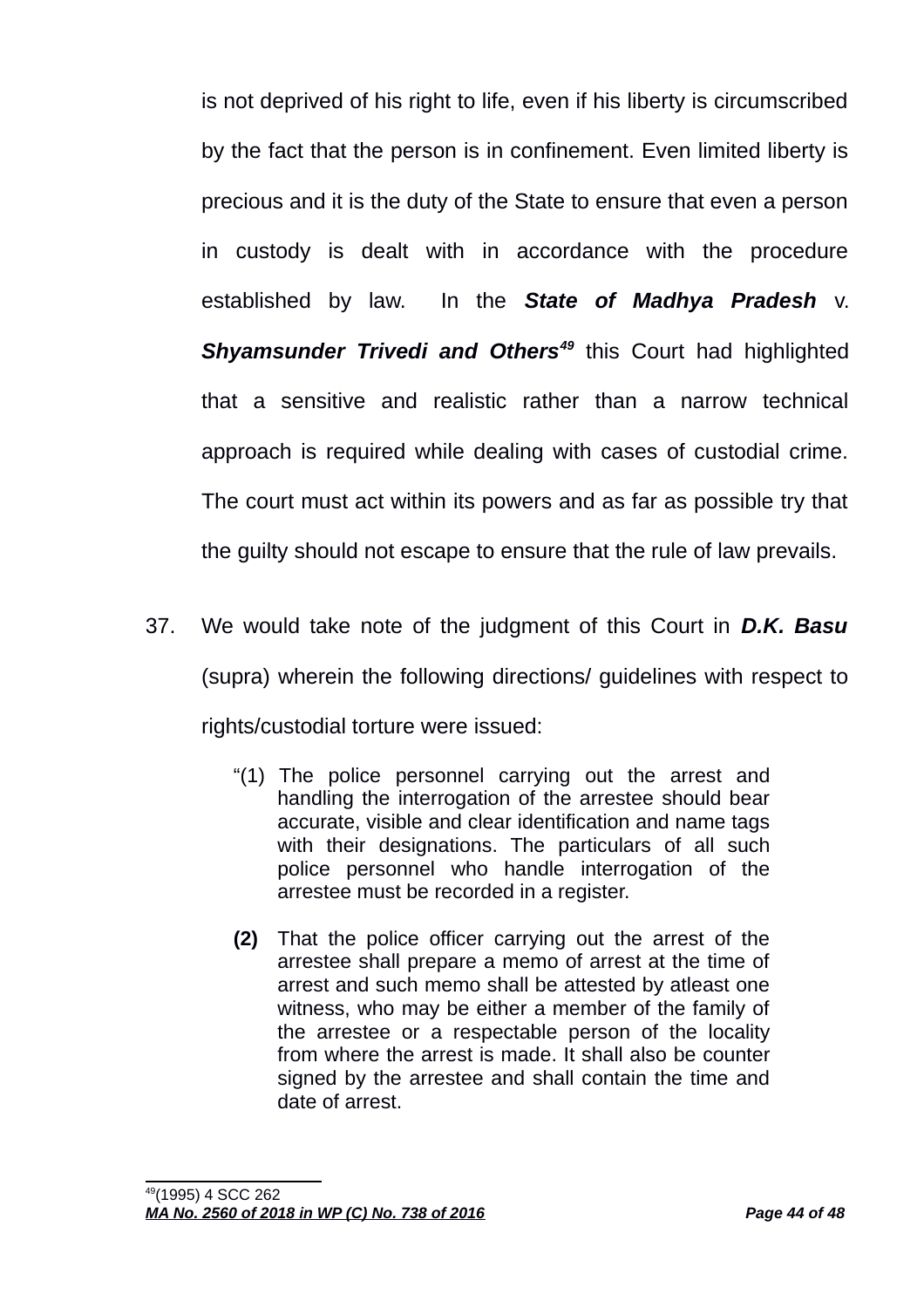is not deprived of his right to life, even if his liberty is circumscribed by the fact that the person is in confinement. Even limited liberty is precious and it is the duty of the State to ensure that even a person in custody is dealt with in accordance with the procedure established by law. In the ***State of Madhya Pradesh*** v. ***Shyamsunder Trivedi and Others***[49] this Court had highlighted that a sensitive and realistic rather than a narrow technical approach is required while dealing with cases of custodial crime. The court must act within its powers and as far as possible try that the guilty should not escape to ensure that the rule of law prevails.

37. We would take note of the judgment of this Court in ***D.K. Basu*** (supra) wherein the following directions/ guidelines with respect to rights/custodial torture were issued:

> "(1) The police personnel carrying out the arrest and handling the interrogation of the arrestee should bear accurate, visible and clear identification and name tags with their designations. The particulars of all such police personnel who handle interrogation of the arrestee must be recorded in a register.
>
> **(2)** That the police officer carrying out the arrest of the arrestee shall prepare a memo of arrest at the time of arrest and such memo shall be attested by atleast one witness, who may be either a member of the family of the arrestee or a respectable person of the locality from where the arrest is made. It shall also be counter signed by the arrestee and shall contain the time and date of arrest.

---

[49](1995) 4 SCC 262

***MA No. 2560 of 2018 in WP (C) No. 738 of 2016***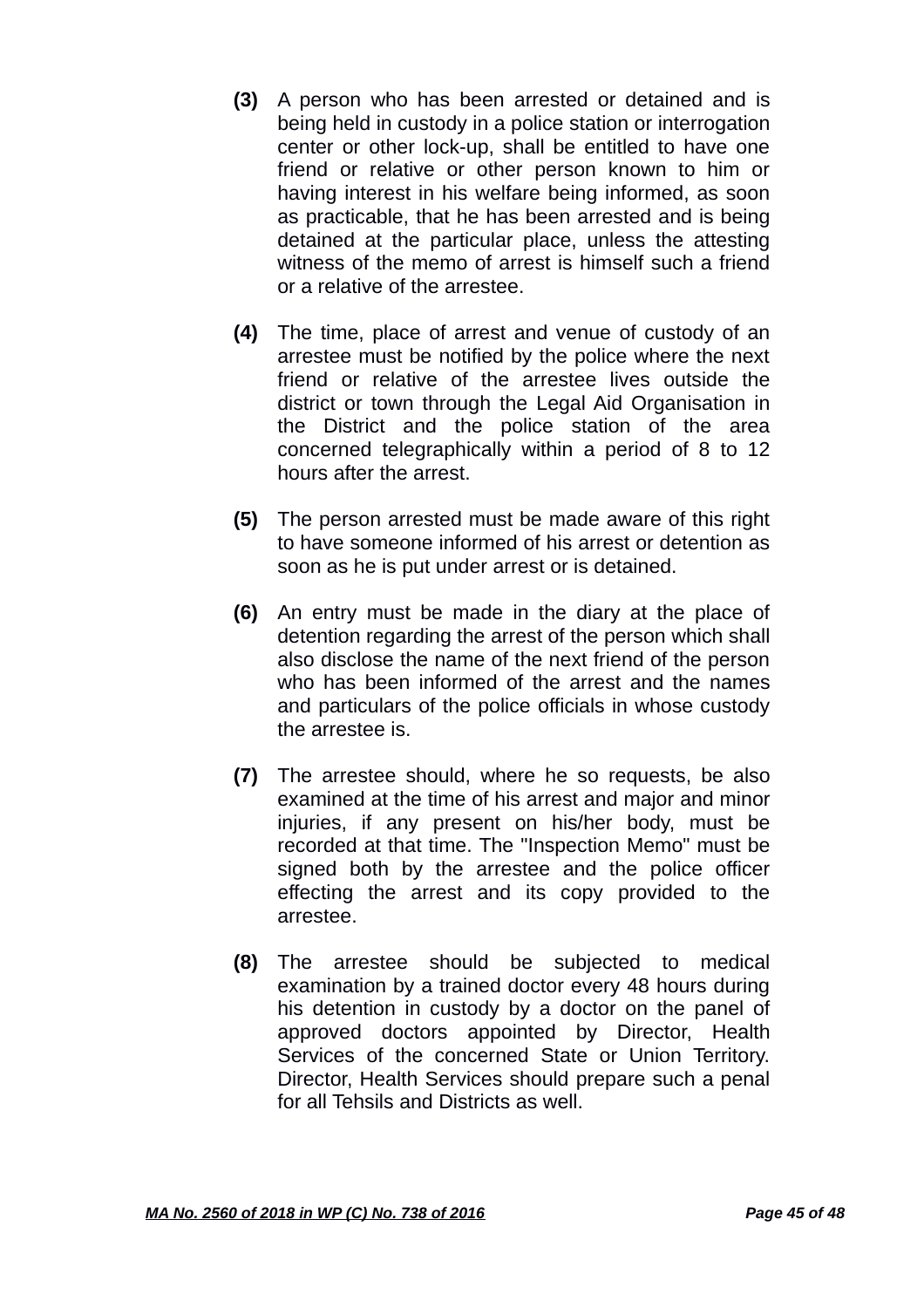**(3)** A person who has been arrested or detained and is being held in custody in a police station or interrogation center or other lock-up, shall be entitled to have one friend or relative or other person known to him or having interest in his welfare being informed, as soon as practicable, that he has been arrested and is being detained at the particular place, unless the attesting witness of the memo of arrest is himself such a friend or a relative of the arrestee.

**(4)** The time, place of arrest and venue of custody of an arrestee must be notified by the police where the next friend or relative of the arrestee lives outside the district or town through the Legal Aid Organisation in the District and the police station of the area concerned telegraphically within a period of 8 to 12 hours after the arrest.

**(5)** The person arrested must be made aware of this right to have someone informed of his arrest or detention as soon as he is put under arrest or is detained.

**(6)** An entry must be made in the diary at the place of detention regarding the arrest of the person which shall also disclose the name of the next friend of the person who has been informed of the arrest and the names and particulars of the police officials in whose custody the arrestee is.

**(7)** The arrestee should, where he so requests, be also examined at the time of his arrest and major and minor injuries, if any present on his/her body, must be recorded at that time. The "Inspection Memo" must be signed both by the arrestee and the police officer effecting the arrest and its copy provided to the arrestee.

**(8)** The arrestee should be subjected to medical examination by a trained doctor every 48 hours during his detention in custody by a doctor on the panel of approved doctors appointed by Director, Health Services of the concerned State or Union Territory. Director, Health Services should prepare such a penal for all Tehsils and Districts as well.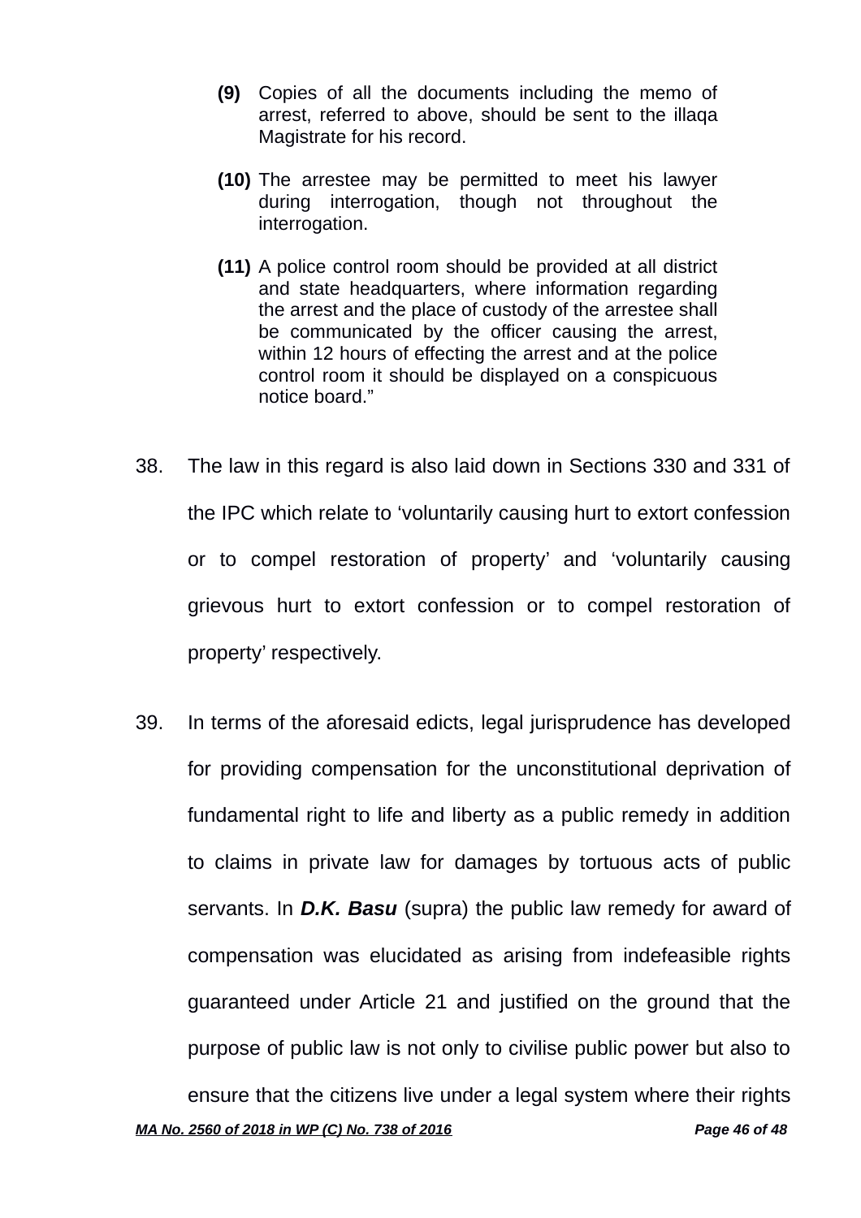> **(9)** Copies of all the documents including the memo of arrest, referred to above, should be sent to the illaqa Magistrate for his record.
>
> **(10)** The arrestee may be permitted to meet his lawyer during interrogation, though not throughout the interrogation.
>
> **(11)** A police control room should be provided at all district and state headquarters, where information regarding the arrest and the place of custody of the arrestee shall be communicated by the officer causing the arrest, within 12 hours of effecting the arrest and at the police control room it should be displayed on a conspicuous notice board."

38. The law in this regard is also laid down in Sections 330 and 331 of the IPC which relate to 'voluntarily causing hurt to extort confession or to compel restoration of property' and 'voluntarily causing grievous hurt to extort confession or to compel restoration of property' respectively.

39. In terms of the aforesaid edicts, legal jurisprudence has developed for providing compensation for the unconstitutional deprivation of fundamental right to life and liberty as a public remedy in addition to claims in private law for damages by tortuous acts of public servants. In ***D.K. Basu*** (supra) the public law remedy for award of compensation was elucidated as arising from indefeasible rights guaranteed under Article 21 and justified on the ground that the purpose of public law is not only to civilise public power but also to ensure that the citizens live under a legal system where their rights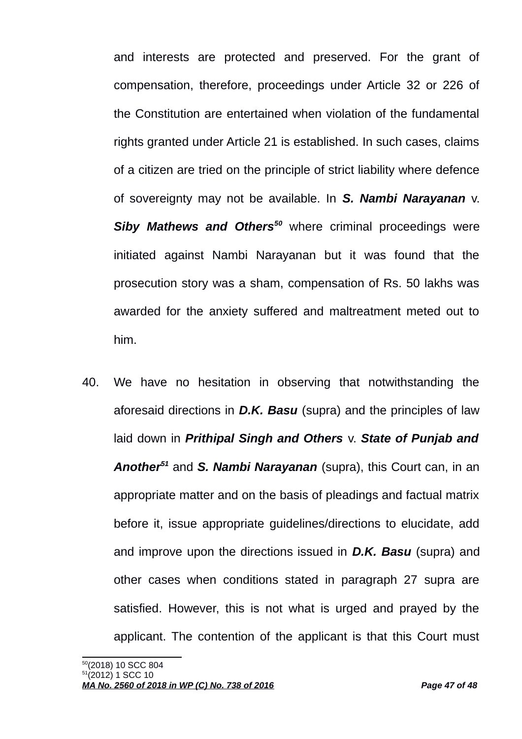and interests are protected and preserved. For the grant of compensation, therefore, proceedings under Article 32 or 226 of the Constitution are entertained when violation of the fundamental rights granted under Article 21 is established. In such cases, claims of a citizen are tried on the principle of strict liability where defence of sovereignty may not be available. In ***S. Nambi Narayanan*** v. ***Siby Mathews and Others***[50] where criminal proceedings were initiated against Nambi Narayanan but it was found that the prosecution story was a sham, compensation of Rs. 50 lakhs was awarded for the anxiety suffered and maltreatment meted out to him.

40. We have no hesitation in observing that notwithstanding the aforesaid directions in ***D.K. Basu*** (supra) and the principles of law laid down in ***Prithipal Singh and Others*** v. ***State of Punjab and Another***[51] and ***S. Nambi Narayanan*** (supra), this Court can, in an appropriate matter and on the basis of pleadings and factual matrix before it, issue appropriate guidelines/directions to elucidate, add and improve upon the directions issued in ***D.K. Basu*** (supra) and other cases when conditions stated in paragraph 27 supra are satisfied. However, this is not what is urged and prayed by the applicant. The contention of the applicant is that this Court must

---

[50] (2018) 10 SCC 804

[51] (2012) 1 SCC 10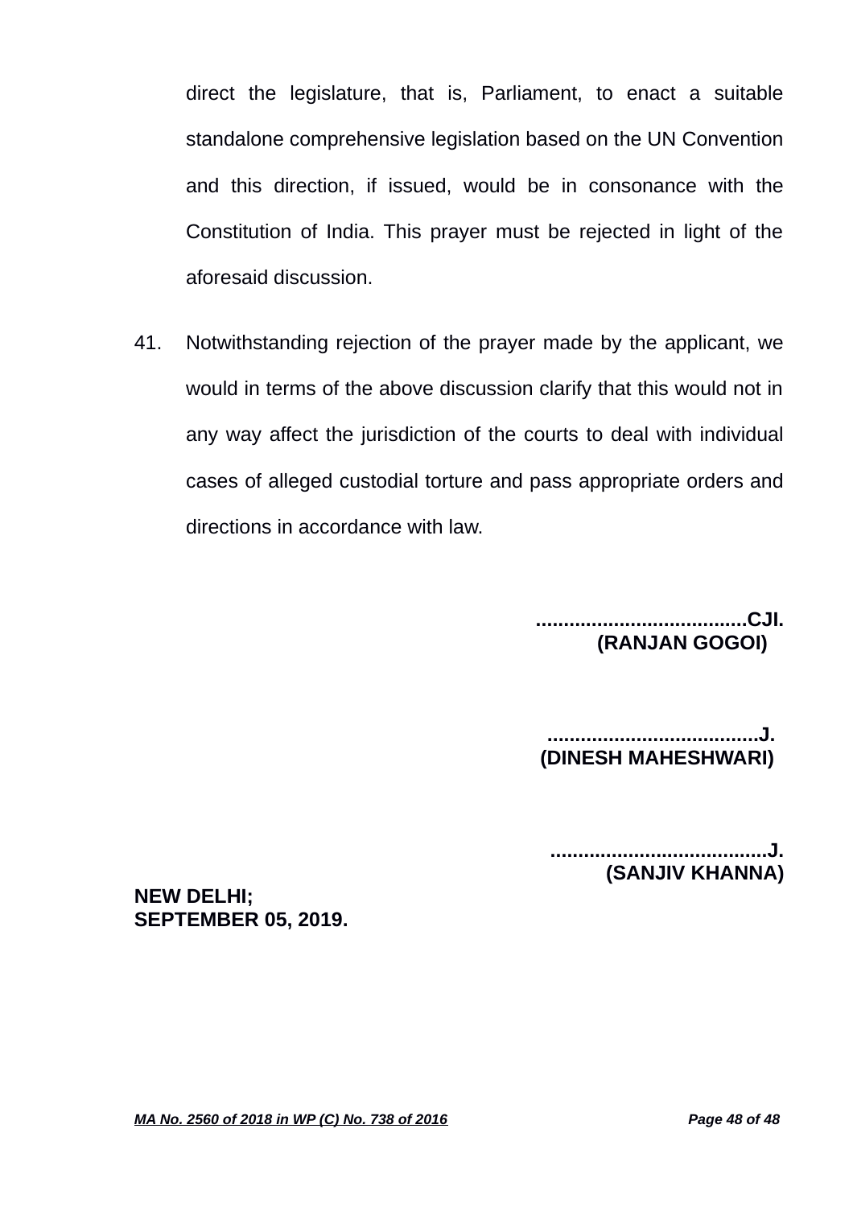direct the legislature, that is, Parliament, to enact a suitable standalone comprehensive legislation based on the UN Convention and this direction, if issued, would be in consonance with the Constitution of India. This prayer must be rejected in light of the aforesaid discussion.

41. Notwithstanding rejection of the prayer made by the applicant, we would in terms of the above discussion clarify that this would not in any way affect the jurisdiction of the courts to deal with individual cases of alleged custodial torture and pass appropriate orders and directions in accordance with law.

**......................................CJI.**
**(RANJAN GOGOI)**

**......................................J.**
**(DINESH MAHESHWARI)**

**......................................J.**
**(SANJIV KHANNA)**

**NEW DELHI;**
**SEPTEMBER 05, 2019.**